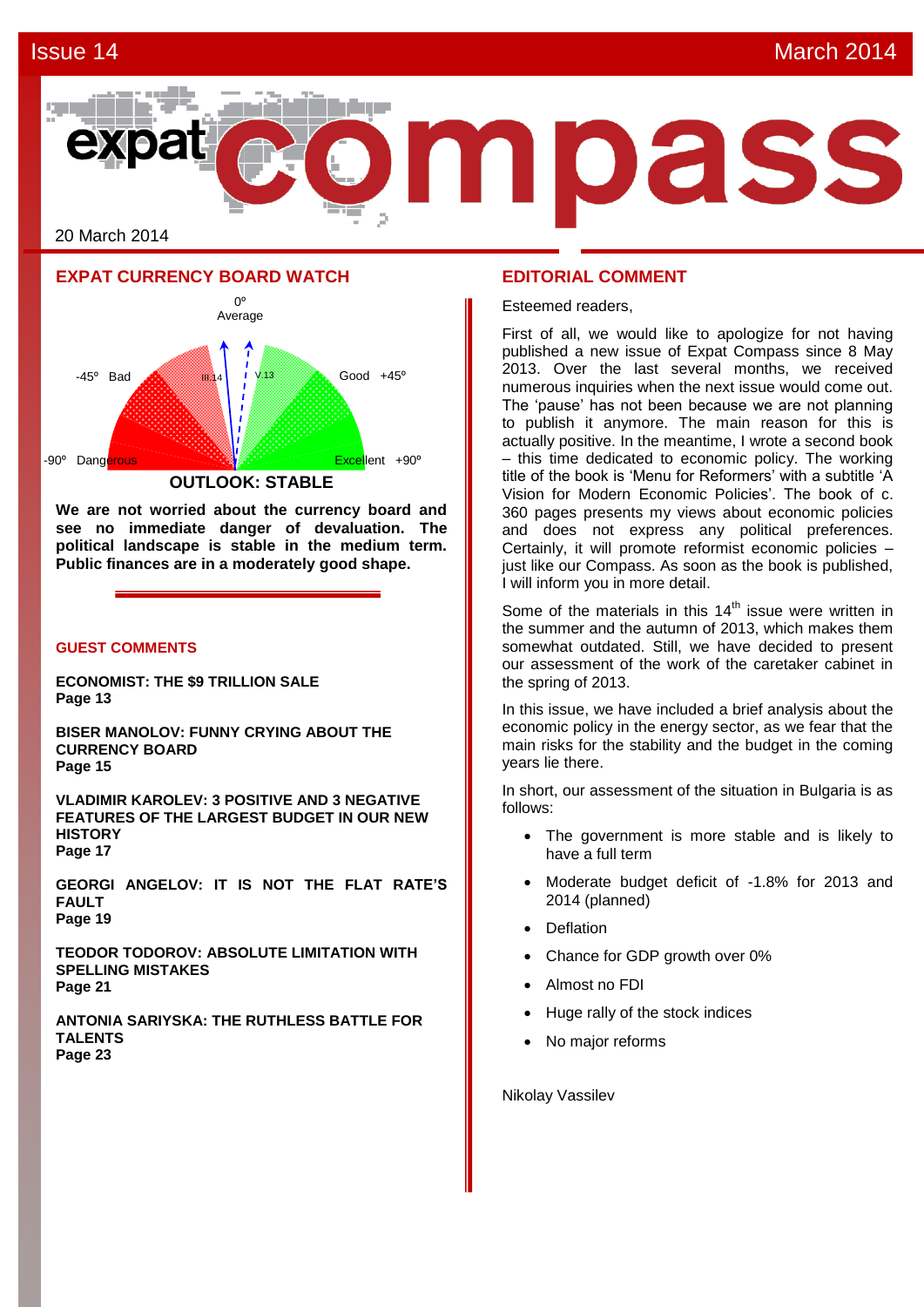Issue 14 | March 2014

# expat compass

20 March 2014

## EXPAT CURRENCY BOARD WATCH

0º
Average
-45º Bad
III.14
V.13
Good +45º
-90º Dangerous
Excellent +90º

**OUTLOOK: STABLE**

**We are not worried about the currency board and see no immediate danger of devaluation. The political landscape is stable in the medium term. Public finances are in a moderately good shape.**

## GUEST COMMENTS

**ECONOMIST: THE $9 TRILLION SALE**
**Page 13**

**BISER MANOLOV: FUNNY CRYING ABOUT THE CURRENCY BOARD**
**Page 15**

**VLADIMIR KAROLEV: 3 POSITIVE AND 3 NEGATIVE FEATURES OF THE LARGEST BUDGET IN OUR NEW HISTORY**
**Page 17**

**GEORGI ANGELOV: IT IS NOT THE FLAT RATE'S FAULT**
**Page 19**

**TEODOR TODOROV: ABSOLUTE LIMITATION WITH SPELLING MISTAKES**
**Page 21**

**ANTONIA SARIYSKA: THE RUTHLESS BATTLE FOR TALENTS**
**Page 23**

## EDITORIAL COMMENT

Esteemed readers,

First of all, we would like to apologize for not having published a new issue of Expat Compass since 8 May 2013. Over the last several months, we received numerous inquiries when the next issue would come out. The 'pause' has not been because we are not planning to publish it anymore. The main reason for this is actually positive. In the meantime, I wrote a second book – this time dedicated to economic policy. The working title of the book is 'Menu for Reformers' with a subtitle 'A Vision for Modern Economic Policies'. The book of c. 360 pages presents my views about economic policies and does not express any political preferences. Certainly, it will promote reformist economic policies – just like our Compass. As soon as the book is published, I will inform you in more detail.

Some of the materials in this 14th issue were written in the summer and the autumn of 2013, which makes them somewhat outdated. Still, we have decided to present our assessment of the work of the caretaker cabinet in the spring of 2013.

In this issue, we have included a brief analysis about the economic policy in the energy sector, as we fear that the main risks for the stability and the budget in the coming years lie there.

In short, our assessment of the situation in Bulgaria is as follows:

- The government is more stable and is likely to have a full term
- Moderate budget deficit of -1.8% for 2013 and 2014 (planned)
- Deflation
- Chance for GDP growth over 0%
- Almost no FDI
- Huge rally of the stock indices
- No major reforms

Nikolay Vassilev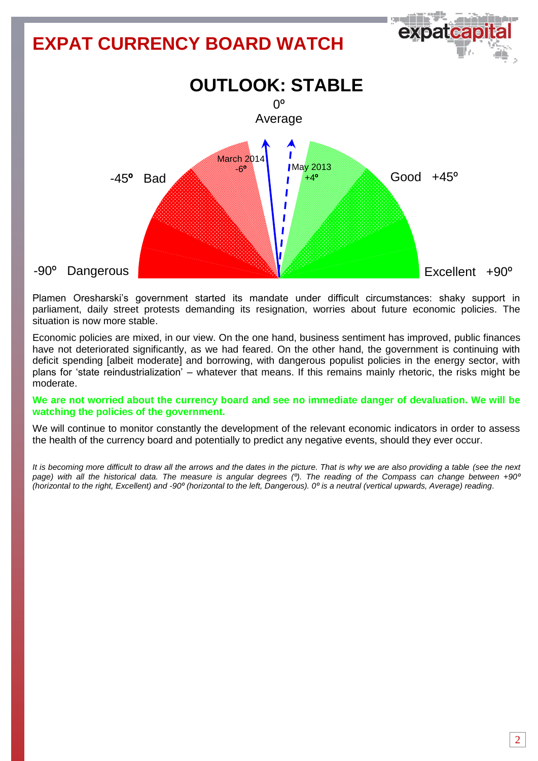# EXPAT CURRENCY BOARD WATCH

## OUTLOOK: STABLE

0º Average

-45º Bad

Good +45º

-90º Dangerous

Excellent +90º

March 2014 -6º

May 2013 +4º

Plamen Oresharski's government started its mandate under difficult circumstances: shaky support in parliament, daily street protests demanding its resignation, worries about future economic policies. The situation is now more stable.

Economic policies are mixed, in our view. On the one hand, business sentiment has improved, public finances have not deteriorated significantly, as we had feared. On the other hand, the government is continuing with deficit spending [albeit moderate] and borrowing, with dangerous populist policies in the energy sector, with plans for 'state reindustrialization' – whatever that means. If this remains mainly rhetoric, the risks might be moderate.

**We are not worried about the currency board and see no immediate danger of devaluation. We will be watching the policies of the government.**

We will continue to monitor constantly the development of the relevant economic indicators in order to assess the health of the currency board and potentially to predict any negative events, should they ever occur.

*It is becoming more difficult to draw all the arrows and the dates in the picture. That is why we are also providing a table (see the next page) with all the historical data. The measure is angular degrees (º). The reading of the Compass can change between +90º (horizontal to the right, Excellent) and -90º (horizontal to the left, Dangerous). 0º is a neutral (vertical upwards, Average) reading.*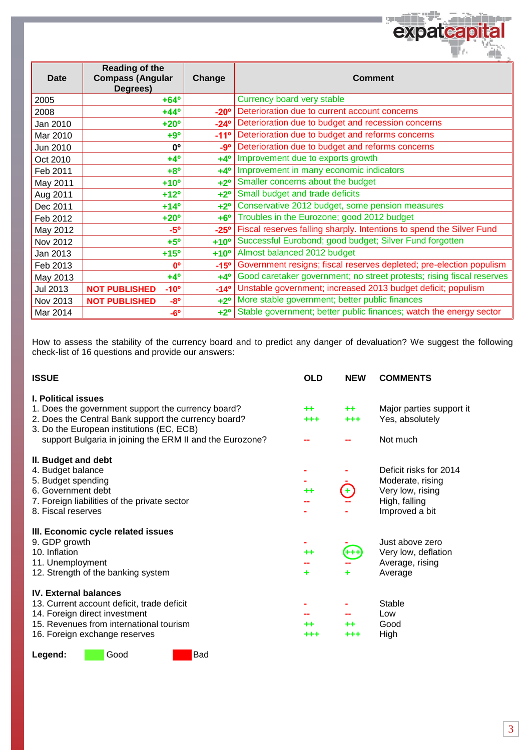| Date | Reading of the Compass (Angular Degrees) | Change | Comment |
|---|---|---|---|
| 2005 | +64º | | Currency board very stable |
| 2008 | +44º | -20º | Deterioration due to current account concerns |
| Jan 2010 | +20º | -24º | Deterioration due to budget and recession concerns |
| Mar 2010 | +9º | -11º | Deterioration due to budget and reforms concerns |
| Jun 2010 | 0º | -9º | Deterioration due to budget and reforms concerns |
| Oct 2010 | +4º | +4º | Improvement due to exports growth |
| Feb 2011 | +8º | +4º | Improvement in many economic indicators |
| May 2011 | +10º | +2º | Smaller concerns about the budget |
| Aug 2011 | +12º | +2º | Small budget and trade deficits |
| Dec 2011 | +14º | +2º | Conservative 2012 budget, some pension measures |
| Feb 2012 | +20º | +6º | Troubles in the Eurozone; good 2012 budget |
| May 2012 | -5º | -25º | Fiscal reserves falling sharply. Intentions to spend the Silver Fund |
| Nov 2012 | +5º | +10º | Successful Eurobond; good budget; Silver Fund forgotten |
| Jan 2013 | +15º | +10º | Almost balanced 2012 budget |
| Feb 2013 | 0º | -15º | Government resigns; fiscal reserves depleted; pre-election populism |
| May 2013 | +4º | +4º | Good caretaker government; no street protests; rising fiscal reserves |
| Jul 2013 | NOT PUBLISHED -10º | -14º | Unstable government; increased 2013 budget deficit; populism |
| Nov 2013 | NOT PUBLISHED -8º | +2º | More stable government; better public finances |
| Mar 2014 | -6º | +2º | Stable government; better public finances; watch the energy sector |

How to assess the stability of the currency board and to predict any danger of devaluation? We suggest the following check-list of 16 questions and provide our answers:

| ISSUE | OLD | NEW | COMMENTS |
|---|---|---|---|
| **I. Political issues** | | | |
| 1. Does the government support the currency board? | ++ | ++ | Major parties support it |
| 2. Does the Central Bank support the currency board? | +++ | +++ | Yes, absolutely |
| 3. Do the European institutions (EC, ECB) support Bulgaria in joining the ERM II and the Eurozone? | -- | -- | Not much |
| **II. Budget and debt** | | | |
| 4. Budget balance | - | - | Deficit risks for 2014 |
| 5. Budget spending | - | - | Moderate, rising |
| 6. Government debt | ++ | + | Very low, rising |
| 7. Foreign liabilities of the private sector | -- | -- | High, falling |
| 8. Fiscal reserves | - | - | Improved a bit |
| **III. Economic cycle related issues** | | | |
| 9. GDP growth | - | - | Just above zero |
| 10. Inflation | ++ | +++ | Very low, deflation |
| 11. Unemployment | -- | -- | Average, rising |
| 12. Strength of the banking system | + | + | Average |
| **IV. External balances** | | | |
| 13. Current account deficit, trade deficit | - | - | Stable |
| 14. Foreign direct investment | -- | -- | Low |
| 15. Revenues from international tourism | ++ | ++ | Good |
| 16. Foreign exchange reserves | +++ | +++ | High |

**Legend:** Good Bad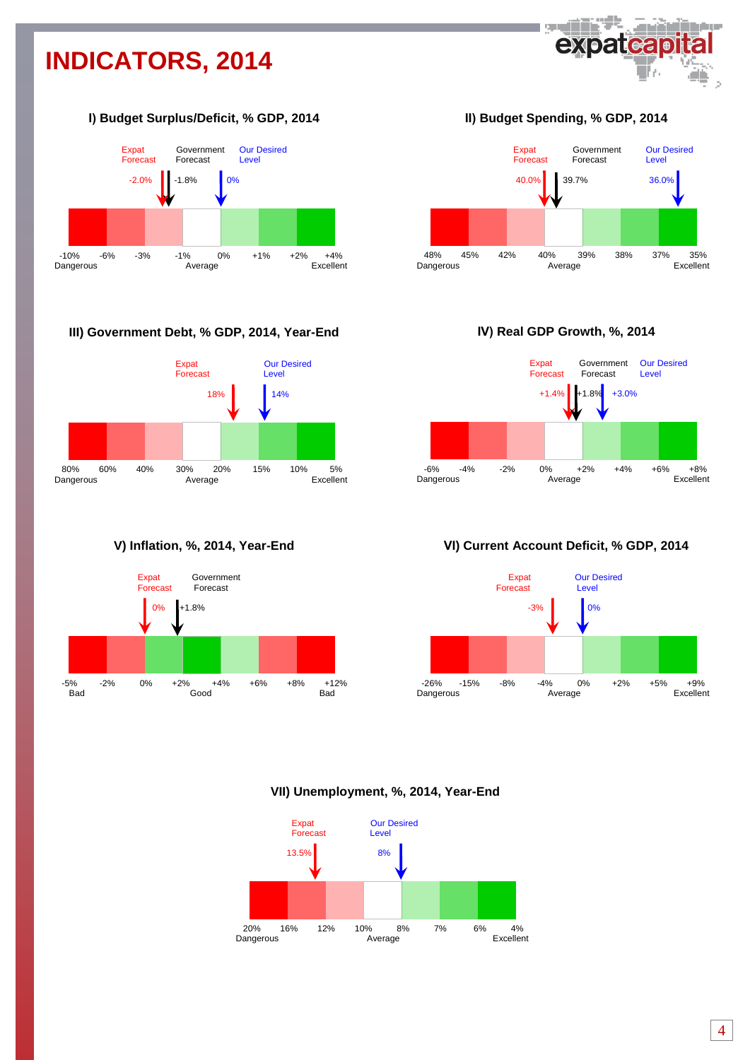# INDICATORS, 2014

## I) Budget Surplus/Deficit, % GDP, 2014

Expat Forecast -2.0%
Government Forecast -1.8%
Our Desired Level 0%

-10% Dangerous, -6%, -3%, -1%, 0% Average, +1%, +2%, +4% Excellent

## II) Budget Spending, % GDP, 2014

Expat Forecast 40.0%
Government Forecast 39.7%
Our Desired Level 36.0%

48% Dangerous, 45%, 42%, 40%, 39% Average, 38%, 37%, 35% Excellent

## III) Government Debt, % GDP, 2014, Year-End

Expat Forecast 18%
Our Desired Level 14%

80% Dangerous, 60%, 40%, 30%, 20% Average, 15%, 10%, 5% Excellent

## IV) Real GDP Growth, %, 2014

Expat Forecast +1.4%
Government Forecast +1.8%
Our Desired Level +3.0%

-6% Dangerous, -4%, -2%, 0%, +2% Average, +4%, +6%, +8% Excellent

## V) Inflation, %, 2014, Year-End

Expat Forecast 0%
Government Forecast +1.8%

-5% Bad, -2%, 0%, +2%, +4% Good, +6%, +8%, +12% Bad

## VI) Current Account Deficit, % GDP, 2014

Expat Forecast -3%
Our Desired Level 0%

-26% Dangerous, -15%, -8%, -4%, 0% Average, +2%, +5%, +9% Excellent

## VII) Unemployment, %, 2014, Year-End

Expat Forecast 13.5%
Our Desired Level 8%

20% Dangerous, 16%, 12%, 10%, 8% Average, 7%, 6%, 4% Excellent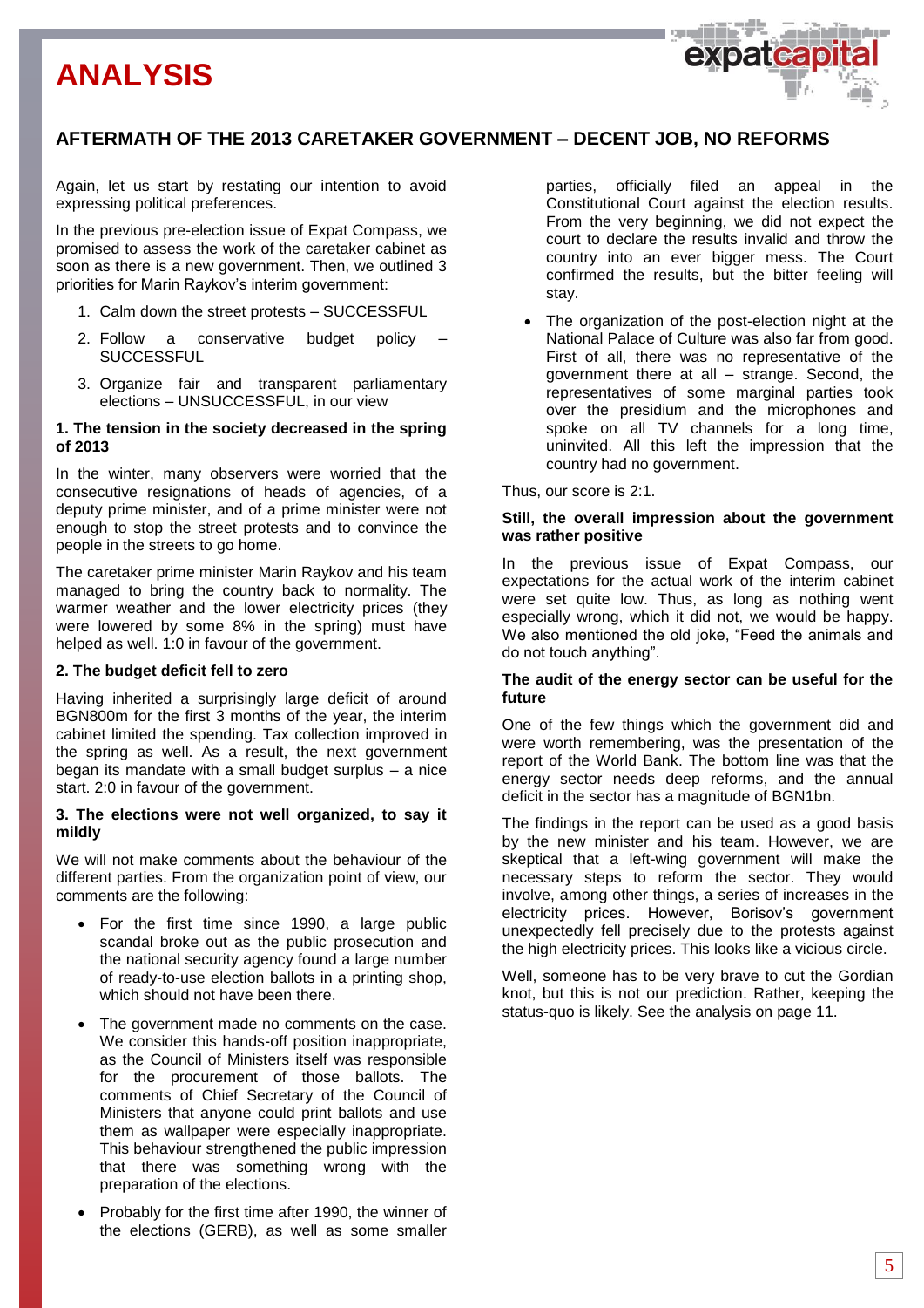# ANALYSIS

## AFTERMATH OF THE 2013 CARETAKER GOVERNMENT – DECENT JOB, NO REFORMS

Again, let us start by restating our intention to avoid expressing political preferences.

In the previous pre-election issue of Expat Compass, we promised to assess the work of the caretaker cabinet as soon as there is a new government. Then, we outlined 3 priorities for Marin Raykov's interim government:

1. Calm down the street protests – SUCCESSFUL
2. Follow a conservative budget policy – SUCCESSFUL
3. Organize fair and transparent parliamentary elections – UNSUCCESSFUL, in our view

**1. The tension in the society decreased in the spring of 2013**

In the winter, many observers were worried that the consecutive resignations of heads of agencies, of a deputy prime minister, and of a prime minister were not enough to stop the street protests and to convince the people in the streets to go home.

The caretaker prime minister Marin Raykov and his team managed to bring the country back to normality. The warmer weather and the lower electricity prices (they were lowered by some 8% in the spring) must have helped as well. 1:0 in favour of the government.

**2. The budget deficit fell to zero**

Having inherited a surprisingly large deficit of around BGN800m for the first 3 months of the year, the interim cabinet limited the spending. Tax collection improved in the spring as well. As a result, the next government began its mandate with a small budget surplus – a nice start. 2:0 in favour of the government.

**3. The elections were not well organized, to say it mildly**

We will not make comments about the behaviour of the different parties. From the organization point of view, our comments are the following:

- For the first time since 1990, a large public scandal broke out as the public prosecution and the national security agency found a large number of ready-to-use election ballots in a printing shop, which should not have been there.
- The government made no comments on the case. We consider this hands-off position inappropriate, as the Council of Ministers itself was responsible for the procurement of those ballots. The comments of Chief Secretary of the Council of Ministers that anyone could print ballots and use them as wallpaper were especially inappropriate. This behaviour strengthened the public impression that there was something wrong with the preparation of the elections.
- Probably for the first time after 1990, the winner of the elections (GERB), as well as some smaller parties, officially filed an appeal in the Constitutional Court against the election results. From the very beginning, we did not expect the court to declare the results invalid and throw the country into an ever bigger mess. The Court confirmed the results, but the bitter feeling will stay.
- The organization of the post-election night at the National Palace of Culture was also far from good. First of all, there was no representative of the government there at all – strange. Second, the representatives of some marginal parties took over the presidium and the microphones and spoke on all TV channels for a long time, uninvited. All this left the impression that the country had no government.

Thus, our score is 2:1.

**Still, the overall impression about the government was rather positive**

In the previous issue of Expat Compass, our expectations for the actual work of the interim cabinet were set quite low. Thus, as long as nothing went especially wrong, which it did not, we would be happy. We also mentioned the old joke, "Feed the animals and do not touch anything".

**The audit of the energy sector can be useful for the future**

One of the few things which the government did and were worth remembering, was the presentation of the report of the World Bank. The bottom line was that the energy sector needs deep reforms, and the annual deficit in the sector has a magnitude of BGN1bn.

The findings in the report can be used as a good basis by the new minister and his team. However, we are skeptical that a left-wing government will make the necessary steps to reform the sector. They would involve, among other things, a series of increases in the electricity prices. However, Borisov's government unexpectedly fell precisely due to the protests against the high electricity prices. This looks like a vicious circle.

Well, someone has to be very brave to cut the Gordian knot, but this is not our prediction. Rather, keeping the status-quo is likely. See the analysis on page 11.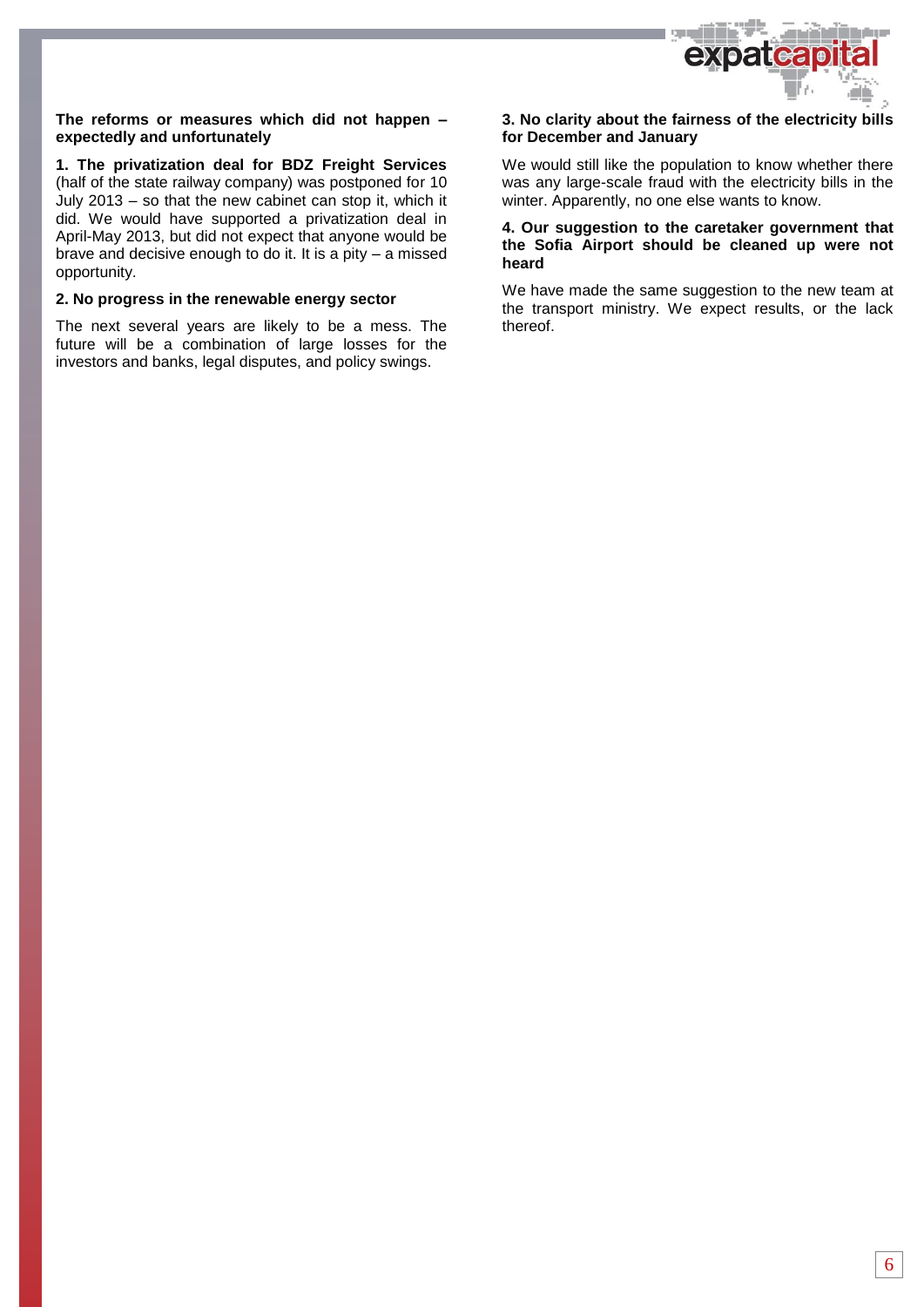## The reforms or measures which did not happen – expectedly and unfortunately

**1. The privatization deal for BDZ Freight Services** (half of the state railway company) was postponed for 10 July 2013 – so that the new cabinet can stop it, which it did. We would have supported a privatization deal in April-May 2013, but did not expect that anyone would be brave and decisive enough to do it. It is a pity – a missed opportunity.

**2. No progress in the renewable energy sector**

The next several years are likely to be a mess. The future will be a combination of large losses for the investors and banks, legal disputes, and policy swings.

**3. No clarity about the fairness of the electricity bills for December and January**

We would still like the population to know whether there was any large-scale fraud with the electricity bills in the winter. Apparently, no one else wants to know.

**4. Our suggestion to the caretaker government that the Sofia Airport should be cleaned up were not heard**

We have made the same suggestion to the new team at the transport ministry. We expect results, or the lack thereof.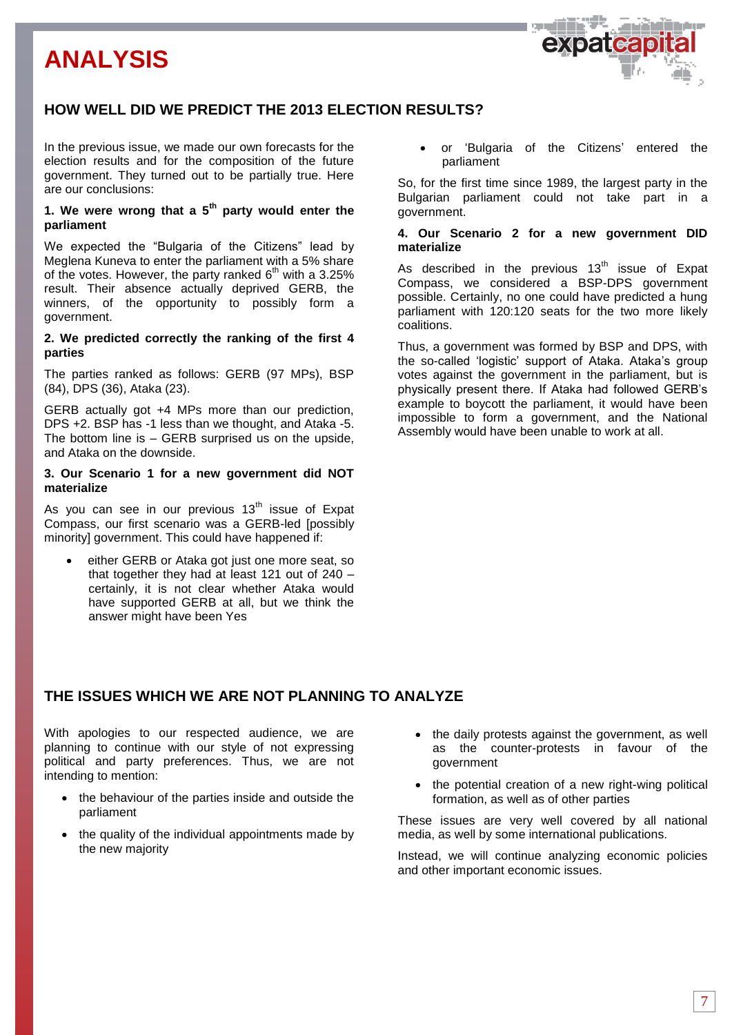# ANALYSIS

## HOW WELL DID WE PREDICT THE 2013 ELECTION RESULTS?

In the previous issue, we made our own forecasts for the election results and for the composition of the future government. They turned out to be partially true. Here are our conclusions:

**1. We were wrong that a 5th party would enter the parliament**

We expected the "Bulgaria of the Citizens" lead by Meglena Kuneva to enter the parliament with a 5% share of the votes. However, the party ranked 6th with a 3.25% result. Their absence actually deprived GERB, the winners, of the opportunity to possibly form a government.

**2. We predicted correctly the ranking of the first 4 parties**

The parties ranked as follows: GERB (97 MPs), BSP (84), DPS (36), Ataka (23).

GERB actually got +4 MPs more than our prediction, DPS +2. BSP has -1 less than we thought, and Ataka -5. The bottom line is – GERB surprised us on the upside, and Ataka on the downside.

**3. Our Scenario 1 for a new government did NOT materialize**

As you can see in our previous 13th issue of Expat Compass, our first scenario was a GERB-led [possibly minority] government. This could have happened if:

- either GERB or Ataka got just one more seat, so that together they had at least 121 out of 240 – certainly, it is not clear whether Ataka would have supported GERB at all, but we think the answer might have been Yes
- or 'Bulgaria of the Citizens' entered the parliament

So, for the first time since 1989, the largest party in the Bulgarian parliament could not take part in a government.

**4. Our Scenario 2 for a new government DID materialize**

As described in the previous 13th issue of Expat Compass, we considered a BSP-DPS government possible. Certainly, no one could have predicted a hung parliament with 120:120 seats for the two more likely coalitions.

Thus, a government was formed by BSP and DPS, with the so-called 'logistic' support of Ataka. Ataka's group votes against the government in the parliament, but is physically present there. If Ataka had followed GERB's example to boycott the parliament, it would have been impossible to form a government, and the National Assembly would have been unable to work at all.

## THE ISSUES WHICH WE ARE NOT PLANNING TO ANALYZE

With apologies to our respected audience, we are planning to continue with our style of not expressing political and party preferences. Thus, we are not intending to mention:

- the behaviour of the parties inside and outside the parliament
- the quality of the individual appointments made by the new majority
- the daily protests against the government, as well as the counter-protests in favour of the government
- the potential creation of a new right-wing political formation, as well as of other parties

These issues are very well covered by all national media, as well by some international publications.

Instead, we will continue analyzing economic policies and other important economic issues.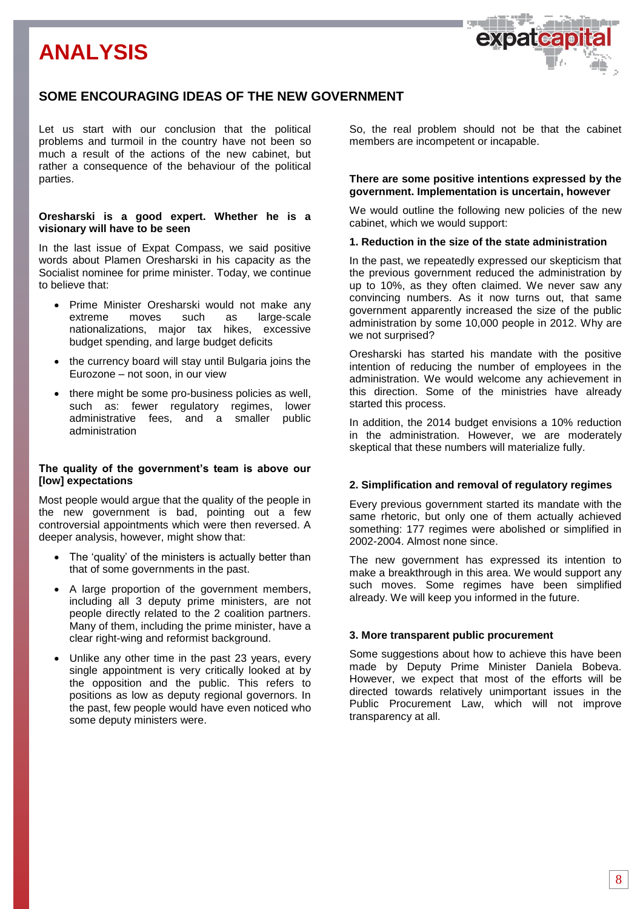# ANALYSIS

## SOME ENCOURAGING IDEAS OF THE NEW GOVERNMENT

Let us start with our conclusion that the political problems and turmoil in the country have not been so much a result of the actions of the new cabinet, but rather a consequence of the behaviour of the political parties.

**Oresharski is a good expert. Whether he is a visionary will have to be seen**

In the last issue of Expat Compass, we said positive words about Plamen Oresharski in his capacity as the Socialist nominee for prime minister. Today, we continue to believe that:

- Prime Minister Oresharski would not make any extreme moves such as large-scale nationalizations, major tax hikes, excessive budget spending, and large budget deficits
- the currency board will stay until Bulgaria joins the Eurozone – not soon, in our view
- there might be some pro-business policies as well, such as: fewer regulatory regimes, lower administrative fees, and a smaller public administration

**The quality of the government's team is above our [low] expectations**

Most people would argue that the quality of the people in the new government is bad, pointing out a few controversial appointments which were then reversed. A deeper analysis, however, might show that:

- The 'quality' of the ministers is actually better than that of some governments in the past.
- A large proportion of the government members, including all 3 deputy prime ministers, are not people directly related to the 2 coalition partners. Many of them, including the prime minister, have a clear right-wing and reformist background.
- Unlike any other time in the past 23 years, every single appointment is very critically looked at by the opposition and the public. This refers to positions as low as deputy regional governors. In the past, few people would have even noticed who some deputy ministers were.

So, the real problem should not be that the cabinet members are incompetent or incapable.

**There are some positive intentions expressed by the government. Implementation is uncertain, however**

We would outline the following new policies of the new cabinet, which we would support:

**1. Reduction in the size of the state administration**

In the past, we repeatedly expressed our skepticism that the previous government reduced the administration by up to 10%, as they often claimed. We never saw any convincing numbers. As it now turns out, that same government apparently increased the size of the public administration by some 10,000 people in 2012. Why are we not surprised?

Oresharski has started his mandate with the positive intention of reducing the number of employees in the administration. We would welcome any achievement in this direction. Some of the ministries have already started this process.

In addition, the 2014 budget envisions a 10% reduction in the administration. However, we are moderately skeptical that these numbers will materialize fully.

**2. Simplification and removal of regulatory regimes**

Every previous government started its mandate with the same rhetoric, but only one of them actually achieved something: 177 regimes were abolished or simplified in 2002-2004. Almost none since.

The new government has expressed its intention to make a breakthrough in this area. We would support any such moves. Some regimes have been simplified already. We will keep you informed in the future.

**3. More transparent public procurement**

Some suggestions about how to achieve this have been made by Deputy Prime Minister Daniela Bobeva. However, we expect that most of the efforts will be directed towards relatively unimportant issues in the Public Procurement Law, which will not improve transparency at all.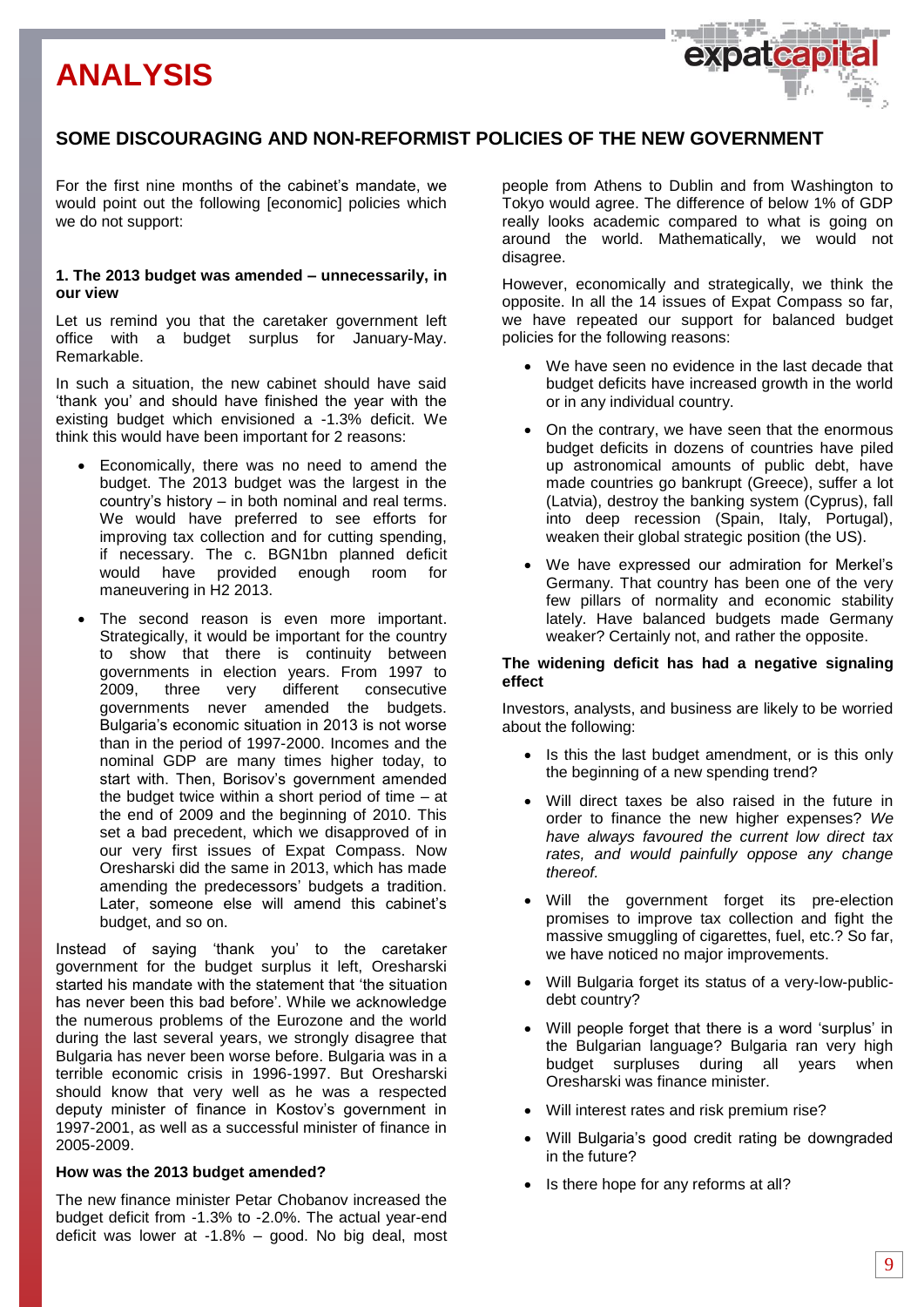# ANALYSIS

## SOME DISCOURAGING AND NON-REFORMIST POLICIES OF THE NEW GOVERNMENT

For the first nine months of the cabinet's mandate, we would point out the following [economic] policies which we do not support:

**1. The 2013 budget was amended – unnecessarily, in our view**

Let us remind you that the caretaker government left office with a budget surplus for January-May. Remarkable.

In such a situation, the new cabinet should have said 'thank you' and should have finished the year with the existing budget which envisioned a -1.3% deficit. We think this would have been important for 2 reasons:

- Economically, there was no need to amend the budget. The 2013 budget was the largest in the country's history – in both nominal and real terms. We would have preferred to see efforts for improving tax collection and for cutting spending, if necessary. The c. BGN1bn planned deficit would have provided enough room for maneuvering in H2 2013.
- The second reason is even more important. Strategically, it would be important for the country to show that there is continuity between governments in election years. From 1997 to 2009, three very different consecutive governments never amended the budgets. Bulgaria's economic situation in 2013 is not worse than in the period of 1997-2000. Incomes and the nominal GDP are many times higher today, to start with. Then, Borisov's government amended the budget twice within a short period of time – at the end of 2009 and the beginning of 2010. This set a bad precedent, which we disapproved of in our very first issues of Expat Compass. Now Oresharski did the same in 2013, which has made amending the predecessors' budgets a tradition. Later, someone else will amend this cabinet's budget, and so on.

Instead of saying 'thank you' to the caretaker government for the budget surplus it left, Oresharski started his mandate with the statement that 'the situation has never been this bad before'. While we acknowledge the numerous problems of the Eurozone and the world during the last several years, we strongly disagree that Bulgaria has never been worse before. Bulgaria was in a terrible economic crisis in 1996-1997. But Oresharski should know that very well as he was a respected deputy minister of finance in Kostov's government in 1997-2001, as well as a successful minister of finance in 2005-2009.

**How was the 2013 budget amended?**

The new finance minister Petar Chobanov increased the budget deficit from -1.3% to -2.0%. The actual year-end deficit was lower at -1.8% – good. No big deal, most people from Athens to Dublin and from Washington to Tokyo would agree. The difference of below 1% of GDP really looks academic compared to what is going on around the world. Mathematically, we would not disagree.

However, economically and strategically, we think the opposite. In all the 14 issues of Expat Compass so far, we have repeated our support for balanced budget policies for the following reasons:

- We have seen no evidence in the last decade that budget deficits have increased growth in the world or in any individual country.
- On the contrary, we have seen that the enormous budget deficits in dozens of countries have piled up astronomical amounts of public debt, have made countries go bankrupt (Greece), suffer a lot (Latvia), destroy the banking system (Cyprus), fall into deep recession (Spain, Italy, Portugal), weaken their global strategic position (the US).
- We have expressed our admiration for Merkel's Germany. That country has been one of the very few pillars of normality and economic stability lately. Have balanced budgets made Germany weaker? Certainly not, and rather the opposite.

**The widening deficit has had a negative signaling effect**

Investors, analysts, and business are likely to be worried about the following:

- Is this the last budget amendment, or is this only the beginning of a new spending trend?
- Will direct taxes be also raised in the future in order to finance the new higher expenses? *We have always favoured the current low direct tax rates, and would painfully oppose any change thereof.*
- Will the government forget its pre-election promises to improve tax collection and fight the massive smuggling of cigarettes, fuel, etc.? So far, we have noticed no major improvements.
- Will Bulgaria forget its status of a very-low-public-debt country?
- Will people forget that there is a word 'surplus' in the Bulgarian language? Bulgaria ran very high budget surpluses during all years when Oresharski was finance minister.
- Will interest rates and risk premium rise?
- Will Bulgaria's good credit rating be downgraded in the future?
- Is there hope for any reforms at all?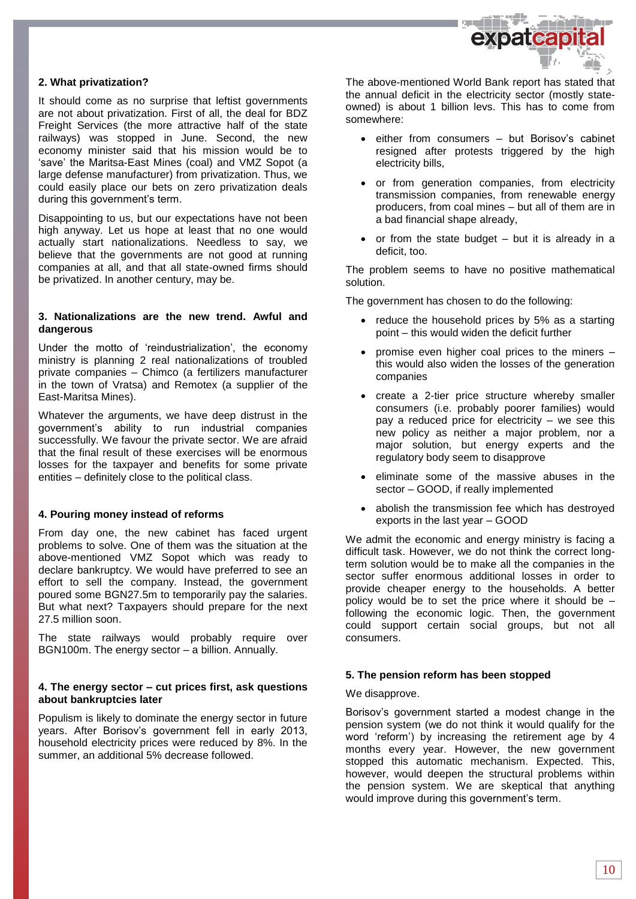## 2. What privatization?

It should come as no surprise that leftist governments are not about privatization. First of all, the deal for BDZ Freight Services (the more attractive half of the state railways) was stopped in June. Second, the new economy minister said that his mission would be to 'save' the Maritsa-East Mines (coal) and VMZ Sopot (a large defense manufacturer) from privatization. Thus, we could easily place our bets on zero privatization deals during this government's term.

Disappointing to us, but our expectations have not been high anyway. Let us hope at least that no one would actually start nationalizations. Needless to say, we believe that the governments are not good at running companies at all, and that all state-owned firms should be privatized. In another century, may be.

## 3. Nationalizations are the new trend. Awful and dangerous

Under the motto of 'reindustrialization', the economy ministry is planning 2 real nationalizations of troubled private companies – Chimco (a fertilizers manufacturer in the town of Vratsa) and Remotex (a supplier of the East-Maritsa Mines).

Whatever the arguments, we have deep distrust in the government's ability to run industrial companies successfully. We favour the private sector. We are afraid that the final result of these exercises will be enormous losses for the taxpayer and benefits for some private entities – definitely close to the political class.

## 4. Pouring money instead of reforms

From day one, the new cabinet has faced urgent problems to solve. One of them was the situation at the above-mentioned VMZ Sopot which was ready to declare bankruptcy. We would have preferred to see an effort to sell the company. Instead, the government poured some BGN27.5m to temporarily pay the salaries. But what next? Taxpayers should prepare for the next 27.5 million soon.

The state railways would probably require over BGN100m. The energy sector – a billion. Annually.

## 4. The energy sector – cut prices first, ask questions about bankruptcies later

Populism is likely to dominate the energy sector in future years. After Borisov's government fell in early 2013, household electricity prices were reduced by 8%. In the summer, an additional 5% decrease followed.

The above-mentioned World Bank report has stated that the annual deficit in the electricity sector (mostly state-owned) is about 1 billion levs. This has to come from somewhere:

- either from consumers – but Borisov's cabinet resigned after protests triggered by the high electricity bills,
- or from generation companies, from electricity transmission companies, from renewable energy producers, from coal mines – but all of them are in a bad financial shape already,
- or from the state budget – but it is already in a deficit, too.

The problem seems to have no positive mathematical solution.

The government has chosen to do the following:

- reduce the household prices by 5% as a starting point – this would widen the deficit further
- promise even higher coal prices to the miners – this would also widen the losses of the generation companies
- create a 2-tier price structure whereby smaller consumers (i.e. probably poorer families) would pay a reduced price for electricity – we see this new policy as neither a major problem, nor a major solution, but energy experts and the regulatory body seem to disapprove
- eliminate some of the massive abuses in the sector – GOOD, if really implemented
- abolish the transmission fee which has destroyed exports in the last year – GOOD

We admit the economic and energy ministry is facing a difficult task. However, we do not think the correct long-term solution would be to make all the companies in the sector suffer enormous additional losses in order to provide cheaper energy to the households. A better policy would be to set the price where it should be – following the economic logic. Then, the government could support certain social groups, but not all consumers.

## 5. The pension reform has been stopped

We disapprove.

Borisov's government started a modest change in the pension system (we do not think it would qualify for the word 'reform') by increasing the retirement age by 4 months every year. However, the new government stopped this automatic mechanism. Expected. This, however, would deepen the structural problems within the pension system. We are skeptical that anything would improve during this government's term.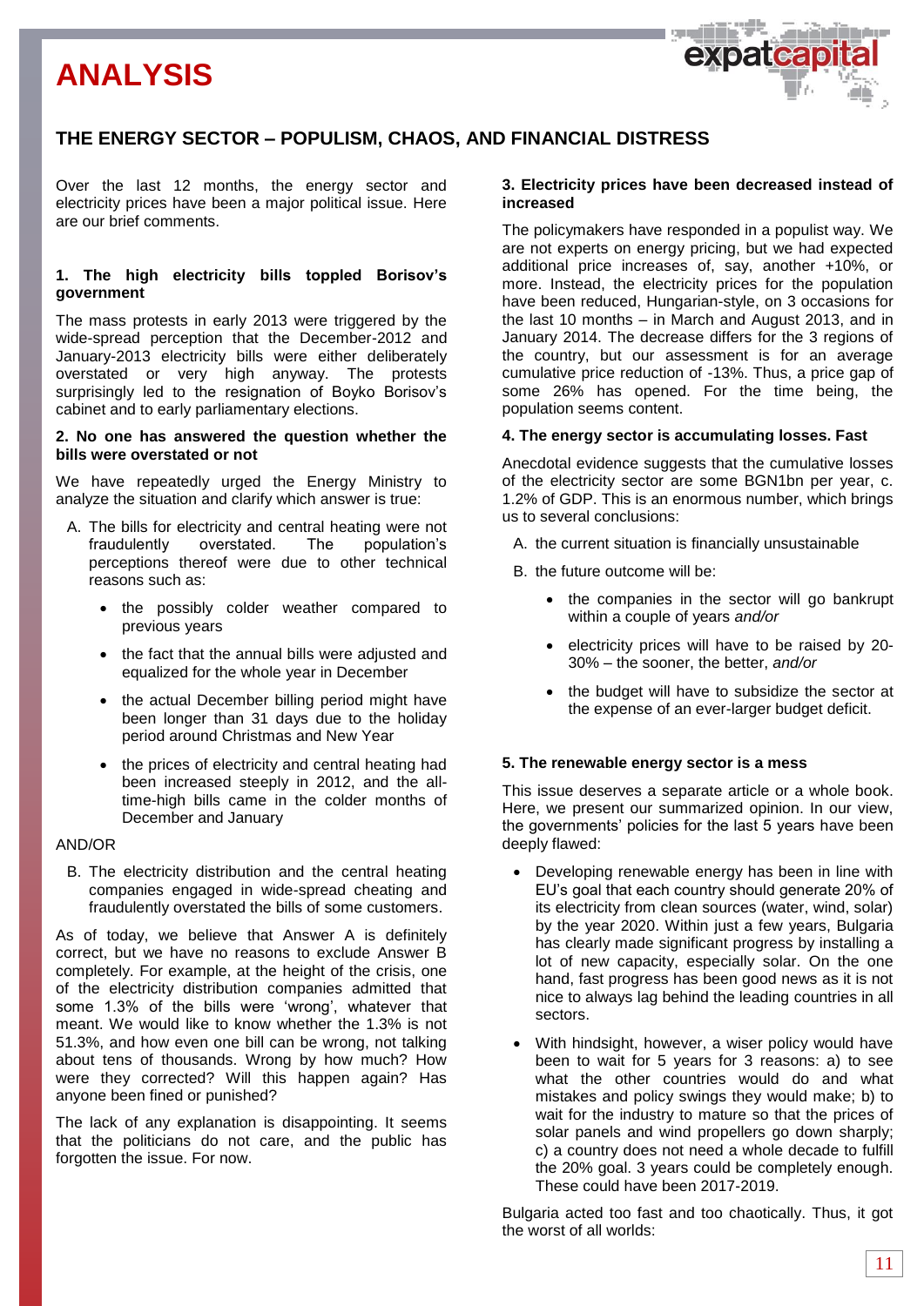# ANALYSIS

## THE ENERGY SECTOR – POPULISM, CHAOS, AND FINANCIAL DISTRESS

Over the last 12 months, the energy sector and electricity prices have been a major political issue. Here are our brief comments.

### 1. The high electricity bills toppled Borisov's government

The mass protests in early 2013 were triggered by the wide-spread perception that the December-2012 and January-2013 electricity bills were either deliberately overstated or very high anyway. The protests surprisingly led to the resignation of Boyko Borisov's cabinet and to early parliamentary elections.

### 2. No one has answered the question whether the bills were overstated or not

We have repeatedly urged the Energy Ministry to analyze the situation and clarify which answer is true:

A. The bills for electricity and central heating were not fraudulently overstated. The population's perceptions thereof were due to other technical reasons such as:

- the possibly colder weather compared to previous years
- the fact that the annual bills were adjusted and equalized for the whole year in December
- the actual December billing period might have been longer than 31 days due to the holiday period around Christmas and New Year
- the prices of electricity and central heating had been increased steeply in 2012, and the all-time-high bills came in the colder months of December and January

AND/OR

B. The electricity distribution and the central heating companies engaged in wide-spread cheating and fraudulently overstated the bills of some customers.

As of today, we believe that Answer A is definitely correct, but we have no reasons to exclude Answer B completely. For example, at the height of the crisis, one of the electricity distribution companies admitted that some 1.3% of the bills were 'wrong', whatever that meant. We would like to know whether the 1.3% is not 51.3%, and how even one bill can be wrong, not talking about tens of thousands. Wrong by how much? How were they corrected? Will this happen again? Has anyone been fined or punished?

The lack of any explanation is disappointing. It seems that the politicians do not care, and the public has forgotten the issue. For now.

### 3. Electricity prices have been decreased instead of increased

The policymakers have responded in a populist way. We are not experts on energy pricing, but we had expected additional price increases of, say, another +10%, or more. Instead, the electricity prices for the population have been reduced, Hungarian-style, on 3 occasions for the last 10 months – in March and August 2013, and in January 2014. The decrease differs for the 3 regions of the country, but our assessment is for an average cumulative price reduction of -13%. Thus, a price gap of some 26% has opened. For the time being, the population seems content.

### 4. The energy sector is accumulating losses. Fast

Anecdotal evidence suggests that the cumulative losses of the electricity sector are some BGN1bn per year, c. 1.2% of GDP. This is an enormous number, which brings us to several conclusions:

A. the current situation is financially unsustainable

B. the future outcome will be:

- the companies in the sector will go bankrupt within a couple of years *and/or*
- electricity prices will have to be raised by 20-30% – the sooner, the better, *and/or*
- the budget will have to subsidize the sector at the expense of an ever-larger budget deficit.

### 5. The renewable energy sector is a mess

This issue deserves a separate article or a whole book. Here, we present our summarized opinion. In our view, the governments' policies for the last 5 years have been deeply flawed:

- Developing renewable energy has been in line with EU's goal that each country should generate 20% of its electricity from clean sources (water, wind, solar) by the year 2020. Within just a few years, Bulgaria has clearly made significant progress by installing a lot of new capacity, especially solar. On the one hand, fast progress has been good news as it is not nice to always lag behind the leading countries in all sectors.
- With hindsight, however, a wiser policy would have been to wait for 5 years for 3 reasons: a) to see what the other countries would do and what mistakes and policy swings they would make; b) to wait for the industry to mature so that the prices of solar panels and wind propellers go down sharply; c) a country does not need a whole decade to fulfill the 20% goal. 3 years could be completely enough. These could have been 2017-2019.

Bulgaria acted too fast and too chaotically. Thus, it got the worst of all worlds: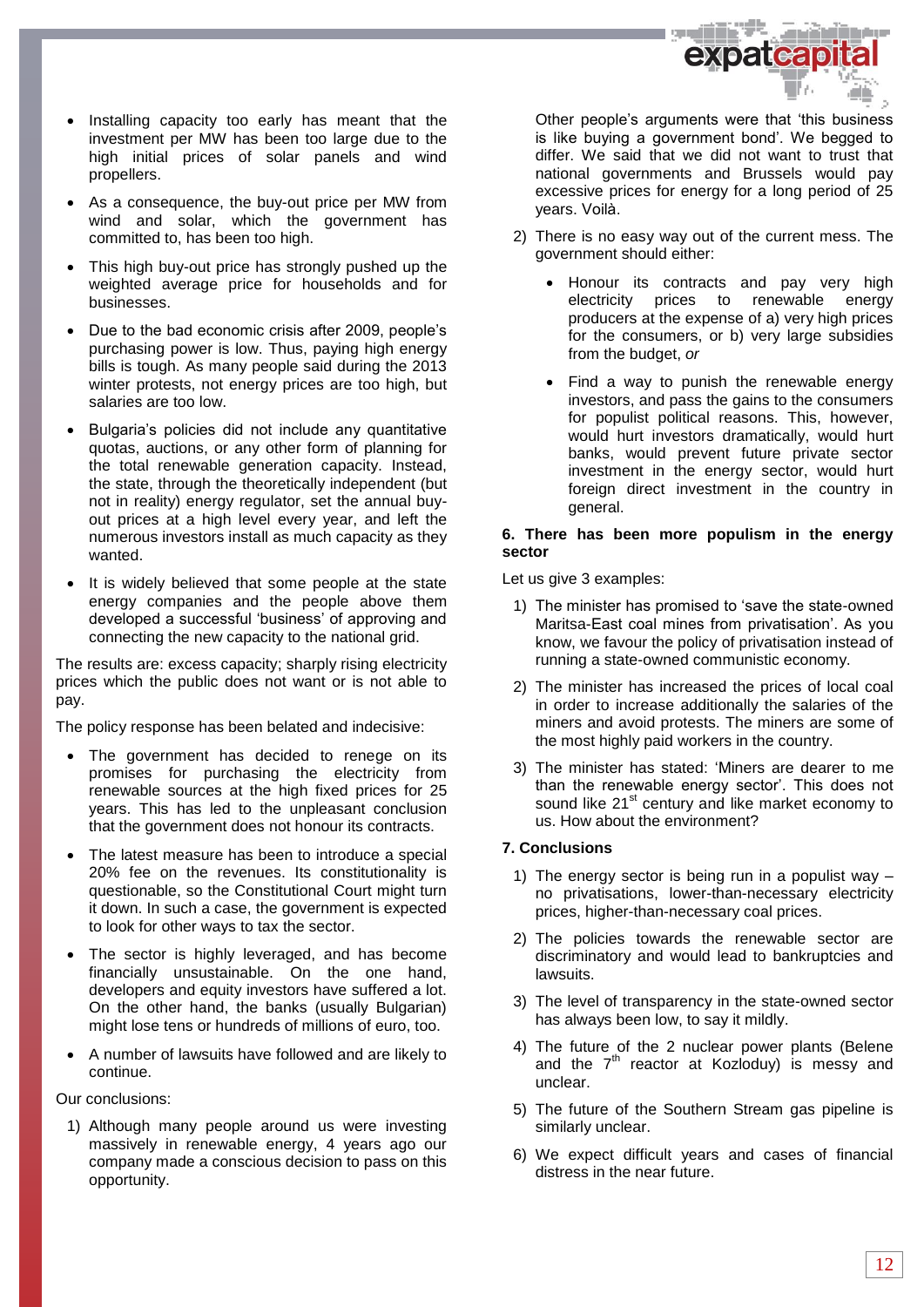- Installing capacity too early has meant that the investment per MW has been too large due to the high initial prices of solar panels and wind propellers.
- As a consequence, the buy-out price per MW from wind and solar, which the government has committed to, has been too high.
- This high buy-out price has strongly pushed up the weighted average price for households and for businesses.
- Due to the bad economic crisis after 2009, people's purchasing power is low. Thus, paying high energy bills is tough. As many people said during the 2013 winter protests, not energy prices are too high, but salaries are too low.
- Bulgaria's policies did not include any quantitative quotas, auctions, or any other form of planning for the total renewable generation capacity. Instead, the state, through the theoretically independent (but not in reality) energy regulator, set the annual buy-out prices at a high level every year, and left the numerous investors install as much capacity as they wanted.
- It is widely believed that some people at the state energy companies and the people above them developed a successful 'business' of approving and connecting the new capacity to the national grid.

The results are: excess capacity; sharply rising electricity prices which the public does not want or is not able to pay.

The policy response has been belated and indecisive:

- The government has decided to renege on its promises for purchasing the electricity from renewable sources at the high fixed prices for 25 years. This has led to the unpleasant conclusion that the government does not honour its contracts.
- The latest measure has been to introduce a special 20% fee on the revenues. Its constitutionality is questionable, so the Constitutional Court might turn it down. In such a case, the government is expected to look for other ways to tax the sector.
- The sector is highly leveraged, and has become financially unsustainable. On the one hand, developers and equity investors have suffered a lot. On the other hand, the banks (usually Bulgarian) might lose tens or hundreds of millions of euro, too.
- A number of lawsuits have followed and are likely to continue.

Our conclusions:

1) Although many people around us were investing massively in renewable energy, 4 years ago our company made a conscious decision to pass on this opportunity.

   Other people's arguments were that 'this business is like buying a government bond'. We begged to differ. We said that we did not want to trust that national governments and Brussels would pay excessive prices for energy for a long period of 25 years. Voilà.

2) There is no easy way out of the current mess. The government should either:

   - Honour its contracts and pay very high electricity prices to renewable energy producers at the expense of a) very high prices for the consumers, or b) very large subsidies from the budget, *or*
   - Find a way to punish the renewable energy investors, and pass the gains to the consumers for populist political reasons. This, however, would hurt investors dramatically, would hurt banks, would prevent future private sector investment in the energy sector, would hurt foreign direct investment in the country in general.

**6. There has been more populism in the energy sector**

Let us give 3 examples:

1) The minister has promised to 'save the state-owned Maritsa-East coal mines from privatisation'. As you know, we favour the policy of privatisation instead of running a state-owned communistic economy.
2) The minister has increased the prices of local coal in order to increase additionally the salaries of the miners and avoid protests. The miners are some of the most highly paid workers in the country.
3) The minister has stated: 'Miners are dearer to me than the renewable energy sector'. This does not sound like 21st century and like market economy to us. How about the environment?

**7. Conclusions**

1) The energy sector is being run in a populist way – no privatisations, lower-than-necessary electricity prices, higher-than-necessary coal prices.
2) The policies towards the renewable sector are discriminatory and would lead to bankruptcies and lawsuits.
3) The level of transparency in the state-owned sector has always been low, to say it mildly.
4) The future of the 2 nuclear power plants (Belene and the 7th reactor at Kozloduy) is messy and unclear.
5) The future of the Southern Stream gas pipeline is similarly unclear.
6) We expect difficult years and cases of financial distress in the near future.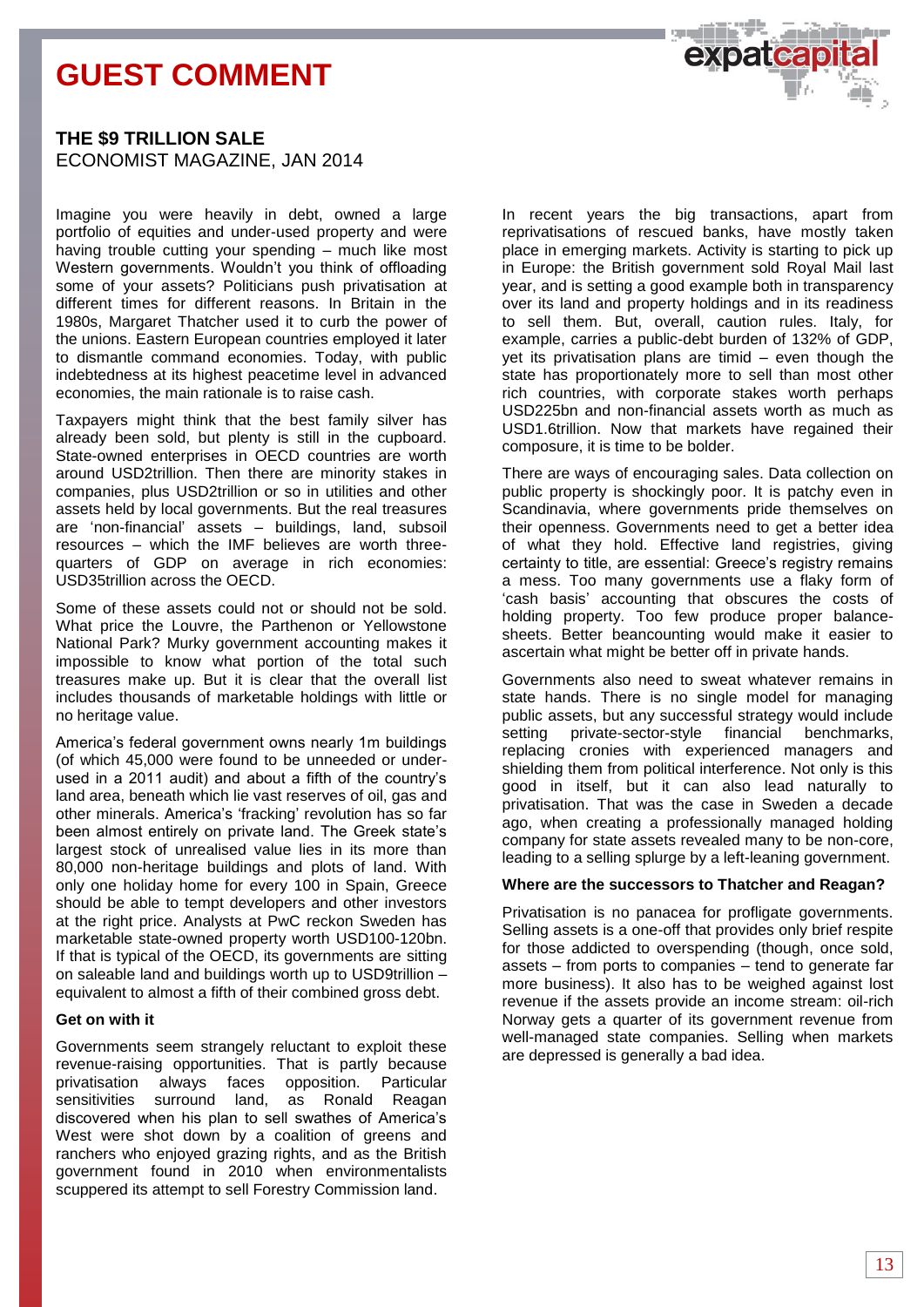# GUEST COMMENT

## THE $9 TRILLION SALE

ECONOMIST MAGAZINE, JAN 2014

Imagine you were heavily in debt, owned a large portfolio of equities and under-used property and were having trouble cutting your spending – much like most Western governments. Wouldn't you think of offloading some of your assets? Politicians push privatisation at different times for different reasons. In Britain in the 1980s, Margaret Thatcher used it to curb the power of the unions. Eastern European countries employed it later to dismantle command economies. Today, with public indebtedness at its highest peacetime level in advanced economies, the main rationale is to raise cash.

Taxpayers might think that the best family silver has already been sold, but plenty is still in the cupboard. State-owned enterprises in OECD countries are worth around USD2trillion. Then there are minority stakes in companies, plus USD2trillion or so in utilities and other assets held by local governments. But the real treasures are 'non-financial' assets – buildings, land, subsoil resources – which the IMF believes are worth three-quarters of GDP on average in rich economies: USD35trillion across the OECD.

Some of these assets could not or should not be sold. What price the Louvre, the Parthenon or Yellowstone National Park? Murky government accounting makes it impossible to know what portion of the total such treasures make up. But it is clear that the overall list includes thousands of marketable holdings with little or no heritage value.

America's federal government owns nearly 1m buildings (of which 45,000 were found to be unneeded or under-used in a 2011 audit) and about a fifth of the country's land area, beneath which lie vast reserves of oil, gas and other minerals. America's 'fracking' revolution has so far been almost entirely on private land. The Greek state's largest stock of unrealised value lies in its more than 80,000 non-heritage buildings and plots of land. With only one holiday home for every 100 in Spain, Greece should be able to tempt developers and other investors at the right price. Analysts at PwC reckon Sweden has marketable state-owned property worth USD100-120bn. If that is typical of the OECD, its governments are sitting on saleable land and buildings worth up to USD9trillion – equivalent to almost a fifth of their combined gross debt.

**Get on with it**

Governments seem strangely reluctant to exploit these revenue-raising opportunities. That is partly because privatisation always faces opposition. Particular sensitivities surround land, as Ronald Reagan discovered when his plan to sell swathes of America's West were shot down by a coalition of greens and ranchers who enjoyed grazing rights, and as the British government found in 2010 when environmentalists scuppered its attempt to sell Forestry Commission land.

In recent years the big transactions, apart from reprivatisations of rescued banks, have mostly taken place in emerging markets. Activity is starting to pick up in Europe: the British government sold Royal Mail last year, and is setting a good example both in transparency over its land and property holdings and in its readiness to sell them. But, overall, caution rules. Italy, for example, carries a public-debt burden of 132% of GDP, yet its privatisation plans are timid – even though the state has proportionately more to sell than most other rich countries, with corporate stakes worth perhaps USD225bn and non-financial assets worth as much as USD1.6trillion. Now that markets have regained their composure, it is time to be bolder.

There are ways of encouraging sales. Data collection on public property is shockingly poor. It is patchy even in Scandinavia, where governments pride themselves on their openness. Governments need to get a better idea of what they hold. Effective land registries, giving certainty to title, are essential: Greece's registry remains a mess. Too many governments use a flaky form of 'cash basis' accounting that obscures the costs of holding property. Too few produce proper balance-sheets. Better beancounting would make it easier to ascertain what might be better off in private hands.

Governments also need to sweat whatever remains in state hands. There is no single model for managing public assets, but any successful strategy would include setting private-sector-style financial benchmarks, replacing cronies with experienced managers and shielding them from political interference. Not only is this good in itself, but it can also lead naturally to privatisation. That was the case in Sweden a decade ago, when creating a professionally managed holding company for state assets revealed many to be non-core, leading to a selling splurge by a left-leaning government.

**Where are the successors to Thatcher and Reagan?**

Privatisation is no panacea for profligate governments. Selling assets is a one-off that provides only brief respite for those addicted to overspending (though, once sold, assets – from ports to companies – tend to generate far more business). It also has to be weighed against lost revenue if the assets provide an income stream: oil-rich Norway gets a quarter of its government revenue from well-managed state companies. Selling when markets are depressed is generally a bad idea.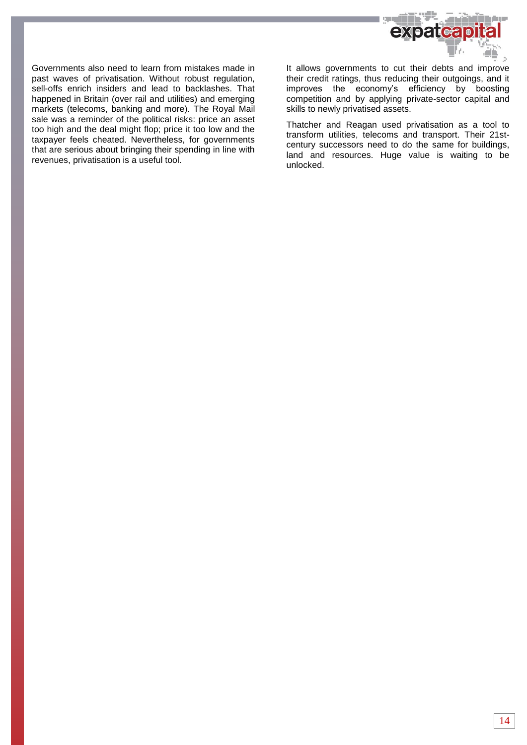Governments also need to learn from mistakes made in past waves of privatisation. Without robust regulation, sell-offs enrich insiders and lead to backlashes. That happened in Britain (over rail and utilities) and emerging markets (telecoms, banking and more). The Royal Mail sale was a reminder of the political risks: price an asset too high and the deal might flop; price it too low and the taxpayer feels cheated. Nevertheless, for governments that are serious about bringing their spending in line with revenues, privatisation is a useful tool.

It allows governments to cut their debts and improve their credit ratings, thus reducing their outgoings, and it improves the economy's efficiency by boosting competition and by applying private-sector capital and skills to newly privatised assets.

Thatcher and Reagan used privatisation as a tool to transform utilities, telecoms and transport. Their 21st-century successors need to do the same for buildings, land and resources. Huge value is waiting to be unlocked.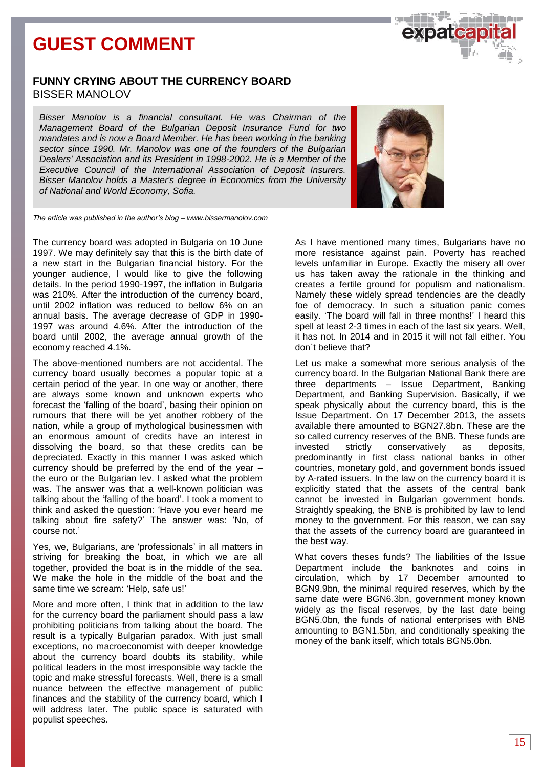# GUEST COMMENT

## FUNNY CRYING ABOUT THE CURRENCY BOARD

BISSER MANOLOV

*Bisser Manolov is a financial consultant. He was Chairman of the Management Board of the Bulgarian Deposit Insurance Fund for two mandates and is now a Board Member. He has been working in the banking sector since 1990. Mr. Manolov was one of the founders of the Bulgarian Dealers' Association and its President in 1998-2002. He is a Member of the Executive Council of the International Association of Deposit Insurers. Bisser Manolov holds a Master's degree in Economics from the University of National and World Economy, Sofia.*

*The article was published in the author's blog – www.bissermanolov.com*

The currency board was adopted in Bulgaria on 10 June 1997. We may definitely say that this is the birth date of a new start in the Bulgarian financial history. For the younger audience, I would like to give the following details. In the period 1990-1997, the inflation in Bulgaria was 210%. After the introduction of the currency board, until 2002 inflation was reduced to bellow 6% on an annual basis. The average decrease of GDP in 1990-1997 was around 4.6%. After the introduction of the board until 2002, the average annual growth of the economy reached 4.1%.

The above-mentioned numbers are not accidental. The currency board usually becomes a popular topic at a certain period of the year. In one way or another, there are always some known and unknown experts who forecast the 'falling of the board', basing their opinion on rumours that there will be yet another robbery of the nation, while a group of mythological businessmen with an enormous amount of credits have an interest in dissolving the board, so that these credits can be depreciated. Exactly in this manner I was asked which currency should be preferred by the end of the year – the euro or the Bulgarian lev. I asked what the problem was. The answer was that a well-known politician was talking about the 'falling of the board'. I took a moment to think and asked the question: 'Have you ever heard me talking about fire safety?' The answer was: 'No, of course not.'

Yes, we, Bulgarians, are 'professionals' in all matters in striving for breaking the boat, in which we are all together, provided the boat is in the middle of the sea. We make the hole in the middle of the boat and the same time we scream: 'Help, safe us!'

More and more often, I think that in addition to the law for the currency board the parliament should pass a law prohibiting politicians from talking about the board. The result is a typically Bulgarian paradox. With just small exceptions, no macroeconomist with deeper knowledge about the currency board doubts its stability, while political leaders in the most irresponsible way tackle the topic and make stressful forecasts. Well, there is a small nuance between the effective management of public finances and the stability of the currency board, which I will address later. The public space is saturated with populist speeches.

As I have mentioned many times, Bulgarians have no more resistance against pain. Poverty has reached levels unfamiliar in Europe. Exactly the misery all over us has taken away the rationale in the thinking and creates a fertile ground for populism and nationalism. Namely these widely spread tendencies are the deadly foe of democracy. In such a situation panic comes easily. 'The board will fall in three months!' I heard this spell at least 2-3 times in each of the last six years. Well, it has not. In 2014 and in 2015 it will not fall either. You don`t believe that?

Let us make a somewhat more serious analysis of the currency board. In the Bulgarian National Bank there are three departments – Issue Department, Banking Department, and Banking Supervision. Basically, if we speak physically about the currency board, this is the Issue Department. On 17 December 2013, the assets available there amounted to BGN27.8bn. These are the so called currency reserves of the BNB. These funds are invested strictly conservatively as deposits, predominantly in first class national banks in other countries, monetary gold, and government bonds issued by A-rated issuers. In the law on the currency board it is explicitly stated that the assets of the central bank cannot be invested in Bulgarian government bonds. Straightly speaking, the BNB is prohibited by law to lend money to the government. For this reason, we can say that the assets of the currency board are guaranteed in the best way.

What covers theses funds? The liabilities of the Issue Department include the banknotes and coins in circulation, which by 17 December amounted to BGN9.9bn, the minimal required reserves, which by the same date were BGN6.3bn, government money known widely as the fiscal reserves, by the last date being BGN5.0bn, the funds of national enterprises with BNB amounting to BGN1.5bn, and conditionally speaking the money of the bank itself, which totals BGN5.0bn.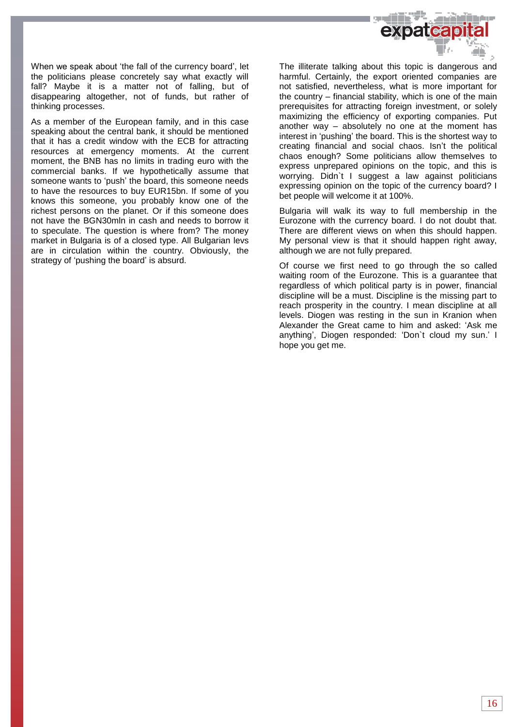When we speak about 'the fall of the currency board', let the politicians please concretely say what exactly will fall? Maybe it is a matter not of falling, but of disappearing altogether, not of funds, but rather of thinking processes.

As a member of the European family, and in this case speaking about the central bank, it should be mentioned that it has a credit window with the ECB for attracting resources at emergency moments. At the current moment, the BNB has no limits in trading euro with the commercial banks. If we hypothetically assume that someone wants to 'push' the board, this someone needs to have the resources to buy EUR15bn. If some of you knows this someone, you probably know one of the richest persons on the planet. Or if this someone does not have the BGN30mln in cash and needs to borrow it to speculate. The question is where from? The money market in Bulgaria is of a closed type. All Bulgarian levs are in circulation within the country. Obviously, the strategy of 'pushing the board' is absurd.

The illiterate talking about this topic is dangerous and harmful. Certainly, the export oriented companies are not satisfied, nevertheless, what is more important for the country – financial stability, which is one of the main prerequisites for attracting foreign investment, or solely maximizing the efficiency of exporting companies. Put another way – absolutely no one at the moment has interest in 'pushing' the board. This is the shortest way to creating financial and social chaos. Isn't the political chaos enough? Some politicians allow themselves to express unprepared opinions on the topic, and this is worrying. Didn`t I suggest a law against politicians expressing opinion on the topic of the currency board? I bet people will welcome it at 100%.

Bulgaria will walk its way to full membership in the Eurozone with the currency board. I do not doubt that. There are different views on when this should happen. My personal view is that it should happen right away, although we are not fully prepared.

Of course we first need to go through the so called waiting room of the Eurozone. This is a guarantee that regardless of which political party is in power, financial discipline will be a must. Discipline is the missing part to reach prosperity in the country. I mean discipline at all levels. Diogen was resting in the sun in Kranion when Alexander the Great came to him and asked: 'Ask me anything', Diogen responded: 'Don`t cloud my sun.' I hope you get me.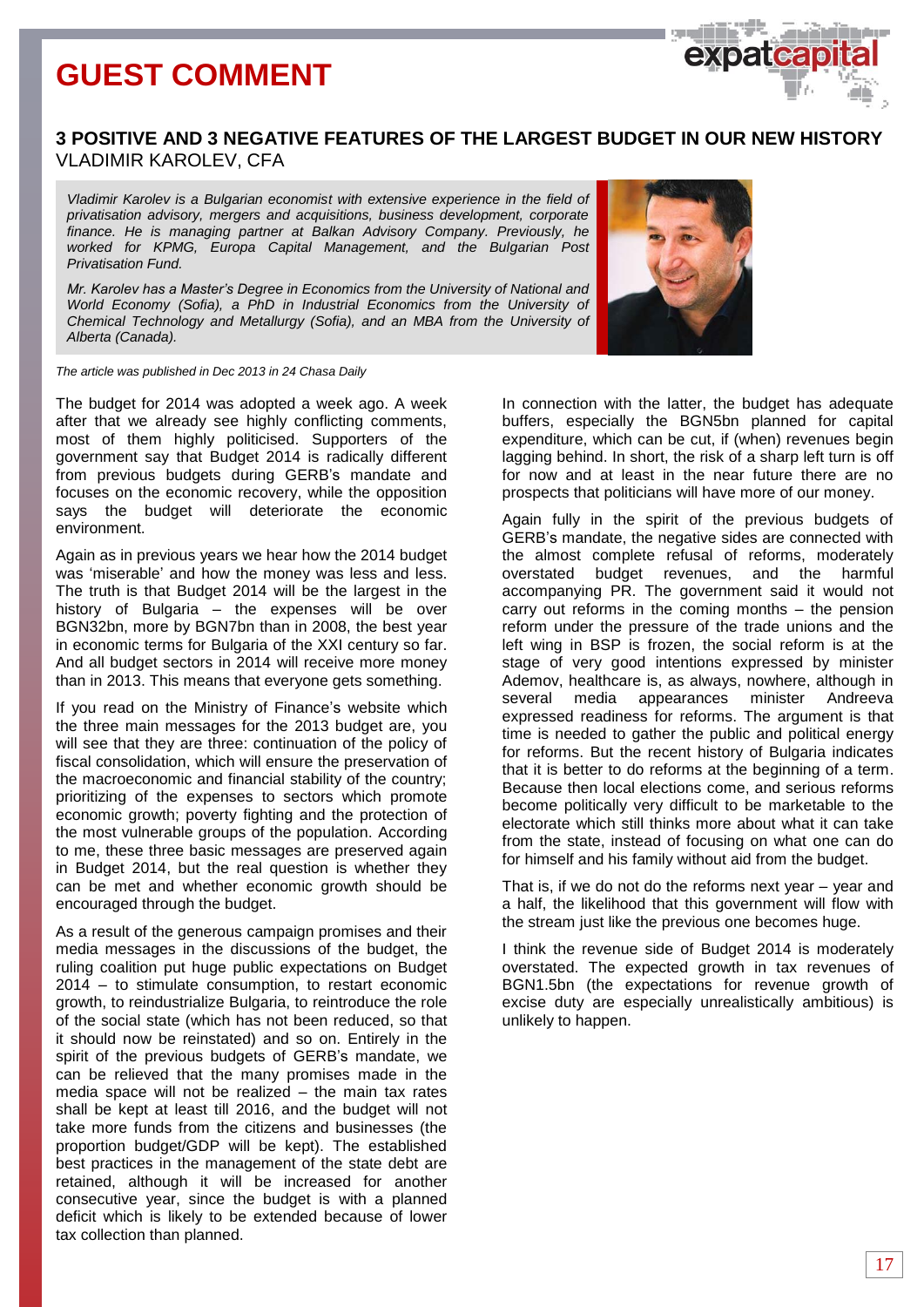# GUEST COMMENT

## 3 POSITIVE AND 3 NEGATIVE FEATURES OF THE LARGEST BUDGET IN OUR NEW HISTORY

VLADIMIR KAROLEV, CFA

*Vladimir Karolev is a Bulgarian economist with extensive experience in the field of privatisation advisory, mergers and acquisitions, business development, corporate finance. He is managing partner at Balkan Advisory Company. Previously, he worked for KPMG, Europa Capital Management, and the Bulgarian Post Privatisation Fund.*

*Mr. Karolev has a Master's Degree in Economics from the University of National and World Economy (Sofia), a PhD in Industrial Economics from the University of Chemical Technology and Metallurgy (Sofia), and an MBA from the University of Alberta (Canada).*

*The article was published in Dec 2013 in 24 Chasa Daily*

The budget for 2014 was adopted a week ago. A week after that we already see highly conflicting comments, most of them highly politicised. Supporters of the government say that Budget 2014 is radically different from previous budgets during GERB's mandate and focuses on the economic recovery, while the opposition says the budget will deteriorate the economic environment.

Again as in previous years we hear how the 2014 budget was 'miserable' and how the money was less and less. The truth is that Budget 2014 will be the largest in the history of Bulgaria – the expenses will be over BGN32bn, more by BGN7bn than in 2008, the best year in economic terms for Bulgaria of the XXI century so far. And all budget sectors in 2014 will receive more money than in 2013. This means that everyone gets something.

If you read on the Ministry of Finance's website which the three main messages for the 2013 budget are, you will see that they are three: continuation of the policy of fiscal consolidation, which will ensure the preservation of the macroeconomic and financial stability of the country; prioritizing of the expenses to sectors which promote economic growth; poverty fighting and the protection of the most vulnerable groups of the population. According to me, these three basic messages are preserved again in Budget 2014, but the real question is whether they can be met and whether economic growth should be encouraged through the budget.

As a result of the generous campaign promises and their media messages in the discussions of the budget, the ruling coalition put huge public expectations on Budget 2014 – to stimulate consumption, to restart economic growth, to reindustrialize Bulgaria, to reintroduce the role of the social state (which has not been reduced, so that it should now be reinstated) and so on. Entirely in the spirit of the previous budgets of GERB's mandate, we can be relieved that the many promises made in the media space will not be realized – the main tax rates shall be kept at least till 2016, and the budget will not take more funds from the citizens and businesses (the proportion budget/GDP will be kept). The established best practices in the management of the state debt are retained, although it will be increased for another consecutive year, since the budget is with a planned deficit which is likely to be extended because of lower tax collection than planned.

In connection with the latter, the budget has adequate buffers, especially the BGN5bn planned for capital expenditure, which can be cut, if (when) revenues begin lagging behind. In short, the risk of a sharp left turn is off for now and at least in the near future there are no prospects that politicians will have more of our money.

Again fully in the spirit of the previous budgets of GERB's mandate, the negative sides are connected with the almost complete refusal of reforms, moderately overstated budget revenues, and the harmful accompanying PR. The government said it would not carry out reforms in the coming months – the pension reform under the pressure of the trade unions and the left wing in BSP is frozen, the social reform is at the stage of very good intentions expressed by minister Ademov, healthcare is, as always, nowhere, although in several media appearances minister Andreeva expressed readiness for reforms. The argument is that time is needed to gather the public and political energy for reforms. But the recent history of Bulgaria indicates that it is better to do reforms at the beginning of a term. Because then local elections come, and serious reforms become politically very difficult to be marketable to the electorate which still thinks more about what it can take from the state, instead of focusing on what one can do for himself and his family without aid from the budget.

That is, if we do not do the reforms next year – year and a half, the likelihood that this government will flow with the stream just like the previous one becomes huge.

I think the revenue side of Budget 2014 is moderately overstated. The expected growth in tax revenues of BGN1.5bn (the expectations for revenue growth of excise duty are especially unrealistically ambitious) is unlikely to happen.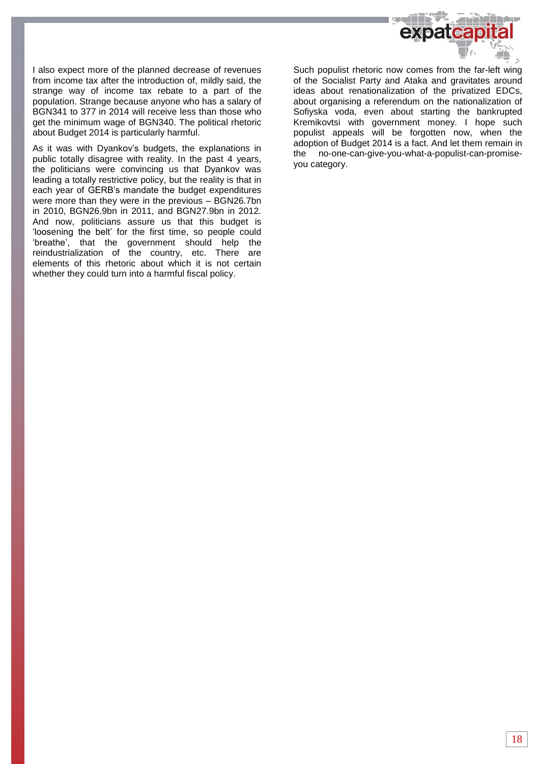I also expect more of the planned decrease of revenues from income tax after the introduction of, mildly said, the strange way of income tax rebate to a part of the population. Strange because anyone who has a salary of BGN341 to 377 in 2014 will receive less than those who get the minimum wage of BGN340. The political rhetoric about Budget 2014 is particularly harmful.

As it was with Dyankov's budgets, the explanations in public totally disagree with reality. In the past 4 years, the politicians were convincing us that Dyankov was leading a totally restrictive policy, but the reality is that in each year of GERB's mandate the budget expenditures were more than they were in the previous – BGN26.7bn in 2010, BGN26.9bn in 2011, and BGN27.9bn in 2012. And now, politicians assure us that this budget is 'loosening the belt' for the first time, so people could 'breathe', that the government should help the reindustrialization of the country, etc. There are elements of this rhetoric about which it is not certain whether they could turn into a harmful fiscal policy.

Such populist rhetoric now comes from the far-left wing of the Socialist Party and Ataka and gravitates around ideas about renationalization of the privatized EDCs, about organising a referendum on the nationalization of Sofiyska voda, even about starting the bankrupted Kremikovtsi with government money. I hope such populist appeals will be forgotten now, when the adoption of Budget 2014 is a fact. And let them remain in the no-one-can-give-you-what-a-populist-can-promise-you category.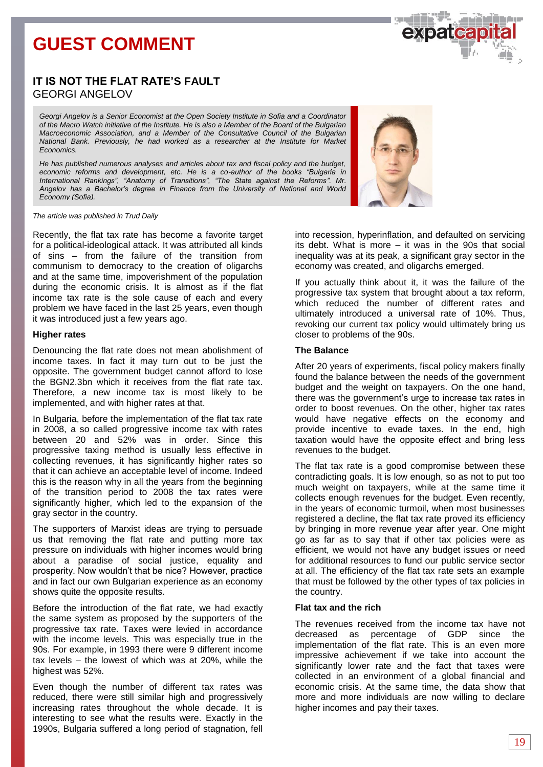# GUEST COMMENT

## IT IS NOT THE FLAT RATE'S FAULT

GEORGI ANGELOV

*Georgi Angelov is a Senior Economist at the Open Society Institute in Sofia and a Coordinator of the Macro Watch initiative of the Institute. He is also a Member of the Board of the Bulgarian Macroeconomic Association, and a Member of the Consultative Council of the Bulgarian National Bank. Previously, he had worked as a researcher at the Institute for Market Economics.*

*He has published numerous analyses and articles about tax and fiscal policy and the budget, economic reforms and development, etc. He is a co-author of the books "Bulgaria in International Rankings", "Anatomy of Transitions", "The State against the Reforms". Mr. Angelov has a Bachelor's degree in Finance from the University of National and World Economy (Sofia).*

*The article was published in Trud Daily*

Recently, the flat tax rate has become a favorite target for a political-ideological attack. It was attributed all kinds of sins – from the failure of the transition from communism to democracy to the creation of oligarchs and at the same time, impoverishment of the population during the economic crisis. It is almost as if the flat income tax rate is the sole cause of each and every problem we have faced in the last 25 years, even though it was introduced just a few years ago.

### Higher rates

Denouncing the flat rate does not mean abolishment of income taxes. In fact it may turn out to be just the opposite. The government budget cannot afford to lose the BGN2.3bn which it receives from the flat rate tax. Therefore, a new income tax is most likely to be implemented, and with higher rates at that.

In Bulgaria, before the implementation of the flat tax rate in 2008, a so called progressive income tax with rates between 20 and 52% was in order. Since this progressive taxing method is usually less effective in collecting revenues, it has significantly higher rates so that it can achieve an acceptable level of income. Indeed this is the reason why in all the years from the beginning of the transition period to 2008 the tax rates were significantly higher, which led to the expansion of the gray sector in the country.

The supporters of Marxist ideas are trying to persuade us that removing the flat rate and putting more tax pressure on individuals with higher incomes would bring about a paradise of social justice, equality and prosperity. Now wouldn't that be nice? However, practice and in fact our own Bulgarian experience as an economy shows quite the opposite results.

Before the introduction of the flat rate, we had exactly the same system as proposed by the supporters of the progressive tax rate. Taxes were levied in accordance with the income levels. This was especially true in the 90s. For example, in 1993 there were 9 different income tax levels – the lowest of which was at 20%, while the highest was 52%.

Even though the number of different tax rates was reduced, there were still similar high and progressively increasing rates throughout the whole decade. It is interesting to see what the results were. Exactly in the 1990s, Bulgaria suffered a long period of stagnation, fell into recession, hyperinflation, and defaulted on servicing its debt. What is more – it was in the 90s that social inequality was at its peak, a significant gray sector in the economy was created, and oligarchs emerged.

If you actually think about it, it was the failure of the progressive tax system that brought about a tax reform, which reduced the number of different rates and ultimately introduced a universal rate of 10%. Thus, revoking our current tax policy would ultimately bring us closer to problems of the 90s.

### The Balance

After 20 years of experiments, fiscal policy makers finally found the balance between the needs of the government budget and the weight on taxpayers. On the one hand, there was the government's urge to increase tax rates in order to boost revenues. On the other, higher tax rates would have negative effects on the economy and provide incentive to evade taxes. In the end, high taxation would have the opposite effect and bring less revenues to the budget.

The flat tax rate is a good compromise between these contradicting goals. It is low enough, so as not to put too much weight on taxpayers, while at the same time it collects enough revenues for the budget. Even recently, in the years of economic turmoil, when most businesses registered a decline, the flat tax rate proved its efficiency by bringing in more revenue year after year. One might go as far as to say that if other tax policies were as efficient, we would not have any budget issues or need for additional resources to fund our public service sector at all. The efficiency of the flat tax rate sets an example that must be followed by the other types of tax policies in the country.

### Flat tax and the rich

The revenues received from the income tax have not decreased as percentage of GDP since the implementation of the flat rate. This is an even more impressive achievement if we take into account the significantly lower rate and the fact that taxes were collected in an environment of a global financial and economic crisis. At the same time, the data show that more and more individuals are now willing to declare higher incomes and pay their taxes.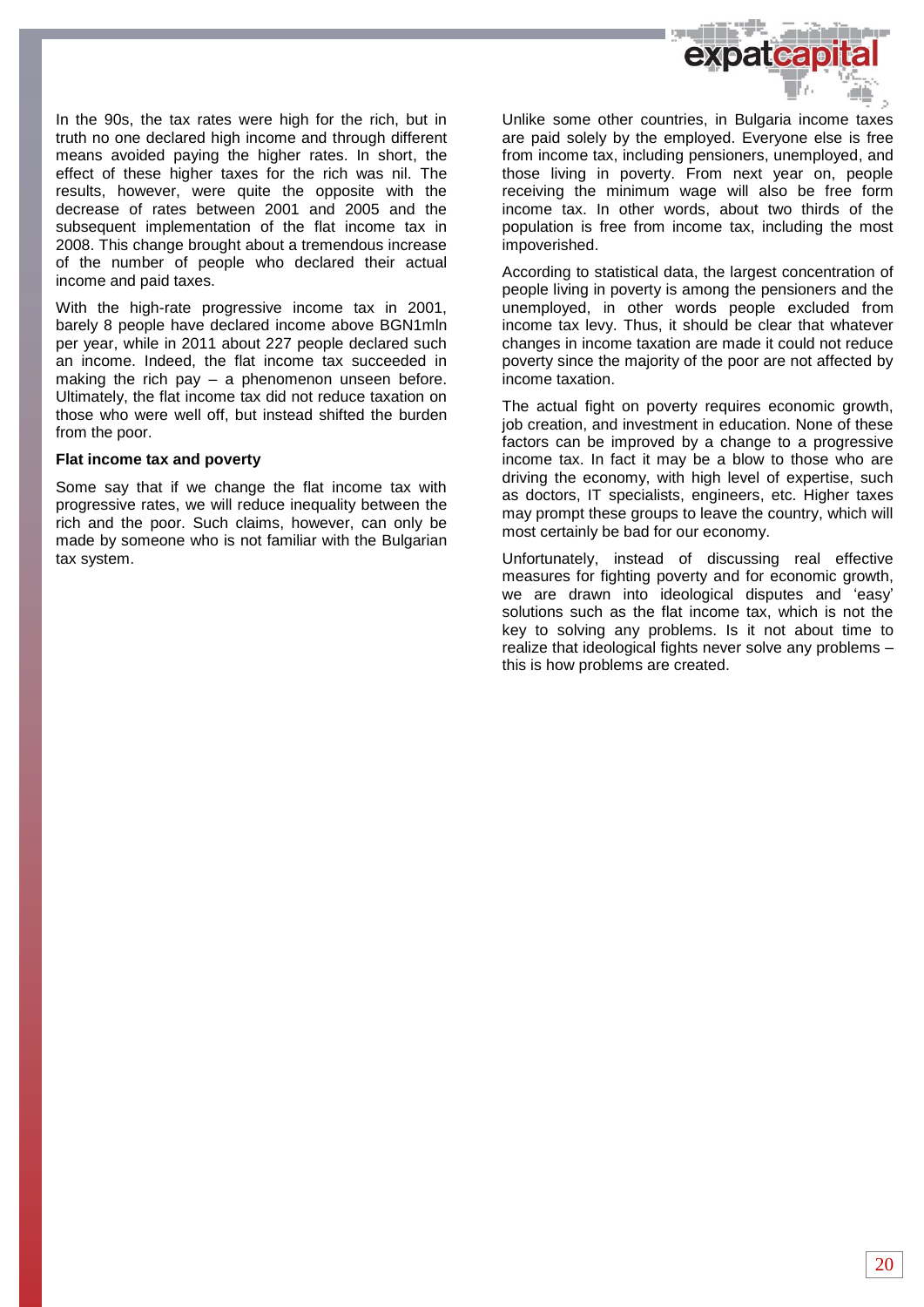In the 90s, the tax rates were high for the rich, but in truth no one declared high income and through different means avoided paying the higher rates. In short, the effect of these higher taxes for the rich was nil. The results, however, were quite the opposite with the decrease of rates between 2001 and 2005 and the subsequent implementation of the flat income tax in 2008. This change brought about a tremendous increase of the number of people who declared their actual income and paid taxes.

With the high-rate progressive income tax in 2001, barely 8 people have declared income above BGN1mln per year, while in 2011 about 227 people declared such an income. Indeed, the flat income tax succeeded in making the rich pay – a phenomenon unseen before. Ultimately, the flat income tax did not reduce taxation on those who were well off, but instead shifted the burden from the poor.

**Flat income tax and poverty**

Some say that if we change the flat income tax with progressive rates, we will reduce inequality between the rich and the poor. Such claims, however, can only be made by someone who is not familiar with the Bulgarian tax system.

Unlike some other countries, in Bulgaria income taxes are paid solely by the employed. Everyone else is free from income tax, including pensioners, unemployed, and those living in poverty. From next year on, people receiving the minimum wage will also be free form income tax. In other words, about two thirds of the population is free from income tax, including the most impoverished.

According to statistical data, the largest concentration of people living in poverty is among the pensioners and the unemployed, in other words people excluded from income tax levy. Thus, it should be clear that whatever changes in income taxation are made it could not reduce poverty since the majority of the poor are not affected by income taxation.

The actual fight on poverty requires economic growth, job creation, and investment in education. None of these factors can be improved by a change to a progressive income tax. In fact it may be a blow to those who are driving the economy, with high level of expertise, such as doctors, IT specialists, engineers, etc. Higher taxes may prompt these groups to leave the country, which will most certainly be bad for our economy.

Unfortunately, instead of discussing real effective measures for fighting poverty and for economic growth, we are drawn into ideological disputes and 'easy' solutions such as the flat income tax, which is not the key to solving any problems. Is it not about time to realize that ideological fights never solve any problems – this is how problems are created.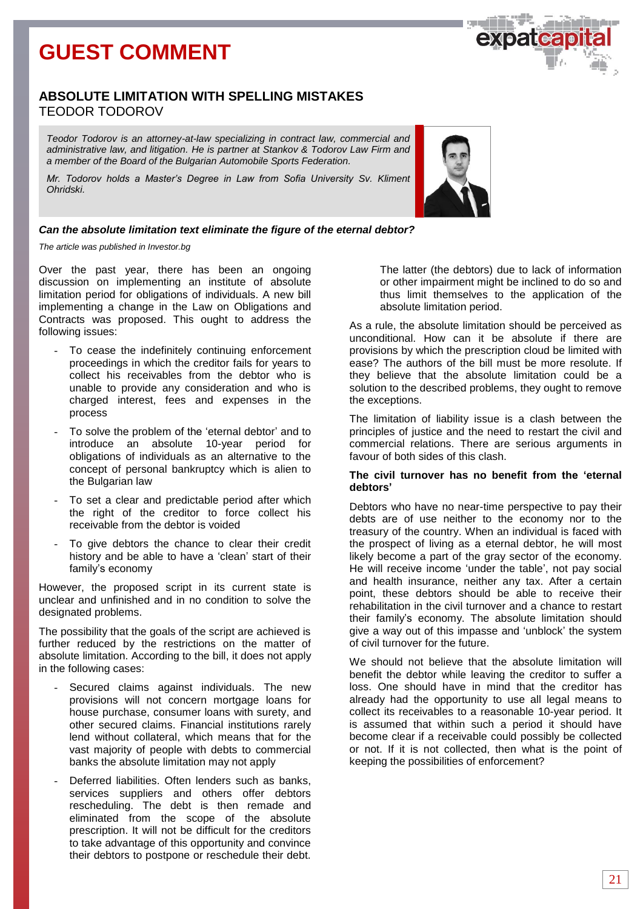# GUEST COMMENT

## ABSOLUTE LIMITATION WITH SPELLING MISTAKES

TEODOR TODOROV

*Teodor Todorov is an attorney-at-law specializing in contract law, commercial and administrative law, and litigation. He is partner at Stankov & Todorov Law Firm and a member of the Board of the Bulgarian Automobile Sports Federation.*

*Mr. Todorov holds a Master's Degree in Law from Sofia University Sv. Kliment Ohridski.*

***Can the absolute limitation text eliminate the figure of the eternal debtor?***

*The article was published in Investor.bg*

Over the past year, there has been an ongoing discussion on implementing an institute of absolute limitation period for obligations of individuals. A new bill implementing a change in the Law on Obligations and Contracts was proposed. This ought to address the following issues:

- To cease the indefinitely continuing enforcement proceedings in which the creditor fails for years to collect his receivables from the debtor who is unable to provide any consideration and who is charged interest, fees and expenses in the process
- To solve the problem of the 'eternal debtor' and to introduce an absolute 10-year period for obligations of individuals as an alternative to the concept of personal bankruptcy which is alien to the Bulgarian law
- To set a clear and predictable period after which the right of the creditor to force collect his receivable from the debtor is voided
- To give debtors the chance to clear their credit history and be able to have a 'clean' start of their family's economy

However, the proposed script in its current state is unclear and unfinished and in no condition to solve the designated problems.

The possibility that the goals of the script are achieved is further reduced by the restrictions on the matter of absolute limitation. According to the bill, it does not apply in the following cases:

- Secured claims against individuals. The new provisions will not concern mortgage loans for house purchase, consumer loans with surety, and other secured claims. Financial institutions rarely lend without collateral, which means that for the vast majority of people with debts to commercial banks the absolute limitation may not apply
- Deferred liabilities. Often lenders such as banks, services suppliers and others offer debtors rescheduling. The debt is then remade and eliminated from the scope of the absolute prescription. It will not be difficult for the creditors to take advantage of this opportunity and convince their debtors to postpone or reschedule their debt. The latter (the debtors) due to lack of information or other impairment might be inclined to do so and thus limit themselves to the application of the absolute limitation period.

As a rule, the absolute limitation should be perceived as unconditional. How can it be absolute if there are provisions by which the prescription cloud be limited with ease? The authors of the bill must be more resolute. If they believe that the absolute limitation could be a solution to the described problems, they ought to remove the exceptions.

The limitation of liability issue is a clash between the principles of justice and the need to restart the civil and commercial relations. There are serious arguments in favour of both sides of this clash.

**The civil turnover has no benefit from the 'eternal debtors'**

Debtors who have no near-time perspective to pay their debts are of use neither to the economy nor to the treasury of the country. When an individual is faced with the prospect of living as a eternal debtor, he will most likely become a part of the gray sector of the economy. He will receive income 'under the table', not pay social and health insurance, neither any tax. After a certain point, these debtors should be able to receive their rehabilitation in the civil turnover and a chance to restart their family's economy. The absolute limitation should give a way out of this impasse and 'unblock' the system of civil turnover for the future.

We should not believe that the absolute limitation will benefit the debtor while leaving the creditor to suffer a loss. One should have in mind that the creditor has already had the opportunity to use all legal means to collect its receivables to a reasonable 10-year period. It is assumed that within such a period it should have become clear if a receivable could possibly be collected or not. If it is not collected, then what is the point of keeping the possibilities of enforcement?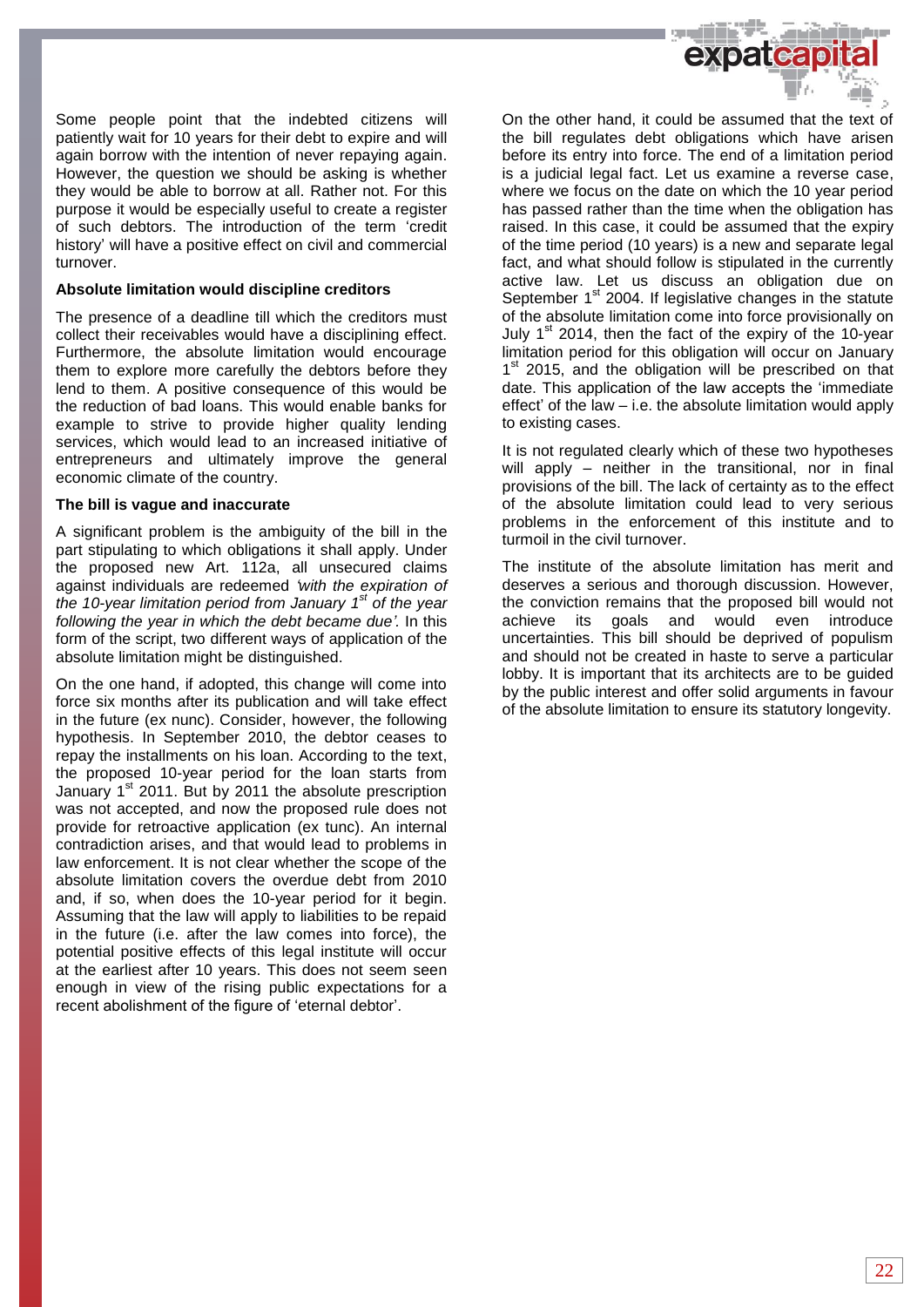Some people point that the indebted citizens will patiently wait for 10 years for their debt to expire and will again borrow with the intention of never repaying again. However, the question we should be asking is whether they would be able to borrow at all. Rather not. For this purpose it would be especially useful to create a register of such debtors. The introduction of the term 'credit history' will have a positive effect on civil and commercial turnover.

**Absolute limitation would discipline creditors**

The presence of a deadline till which the creditors must collect their receivables would have a disciplining effect. Furthermore, the absolute limitation would encourage them to explore more carefully the debtors before they lend to them. A positive consequence of this would be the reduction of bad loans. This would enable banks for example to strive to provide higher quality lending services, which would lead to an increased initiative of entrepreneurs and ultimately improve the general economic climate of the country.

**The bill is vague and inaccurate**

A significant problem is the ambiguity of the bill in the part stipulating to which obligations it shall apply. Under the proposed new Art. 112a, all unsecured claims against individuals are redeemed *'with the expiration of the 10-year limitation period from January 1st of the year following the year in which the debt became due'.* In this form of the script, two different ways of application of the absolute limitation might be distinguished.

On the one hand, if adopted, this change will come into force six months after its publication and will take effect in the future (ex nunc). Consider, however, the following hypothesis. In September 2010, the debtor ceases to repay the installments on his loan. According to the text, the proposed 10-year period for the loan starts from January 1st 2011. But by 2011 the absolute prescription was not accepted, and now the proposed rule does not provide for retroactive application (ex tunc). An internal contradiction arises, and that would lead to problems in law enforcement. It is not clear whether the scope of the absolute limitation covers the overdue debt from 2010 and, if so, when does the 10-year period for it begin. Assuming that the law will apply to liabilities to be repaid in the future (i.e. after the law comes into force), the potential positive effects of this legal institute will occur at the earliest after 10 years. This does not seem seen enough in view of the rising public expectations for a recent abolishment of the figure of 'eternal debtor'.

On the other hand, it could be assumed that the text of the bill regulates debt obligations which have arisen before its entry into force. The end of a limitation period is a judicial legal fact. Let us examine a reverse case, where we focus on the date on which the 10 year period has passed rather than the time when the obligation has raised. In this case, it could be assumed that the expiry of the time period (10 years) is a new and separate legal fact, and what should follow is stipulated in the currently active law. Let us discuss an obligation due on September 1st 2004. If legislative changes in the statute of the absolute limitation come into force provisionally on July 1st 2014, then the fact of the expiry of the 10-year limitation period for this obligation will occur on January 1st 2015, and the obligation will be prescribed on that date. This application of the law accepts the 'immediate effect' of the law – i.e. the absolute limitation would apply to existing cases.

It is not regulated clearly which of these two hypotheses will apply – neither in the transitional, nor in final provisions of the bill. The lack of certainty as to the effect of the absolute limitation could lead to very serious problems in the enforcement of this institute and to turmoil in the civil turnover.

The institute of the absolute limitation has merit and deserves a serious and thorough discussion. However, the conviction remains that the proposed bill would not achieve its goals and would even introduce uncertainties. This bill should be deprived of populism and should not be created in haste to serve a particular lobby. It is important that its architects are to be guided by the public interest and offer solid arguments in favour of the absolute limitation to ensure its statutory longevity.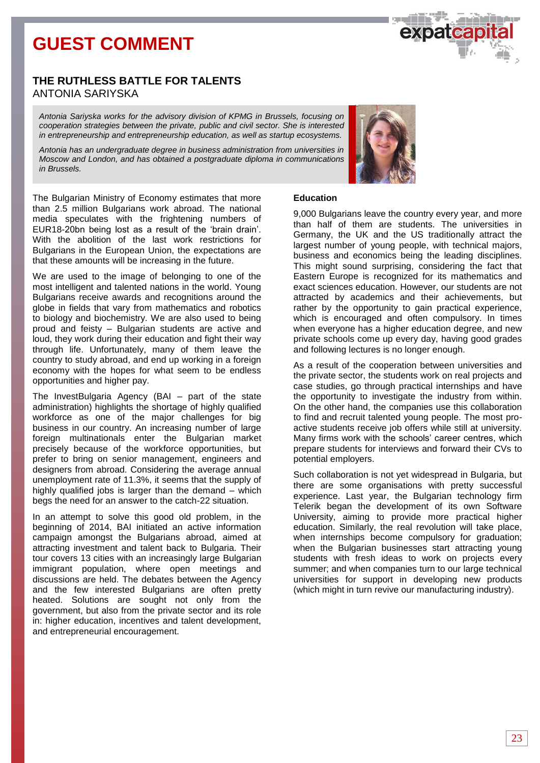# GUEST COMMENT

## THE RUTHLESS BATTLE FOR TALENTS

ANTONIA SARIYSKA

*Antonia Sariyska works for the advisory division of KPMG in Brussels, focusing on cooperation strategies between the private, public and civil sector. She is interested in entrepreneurship and entrepreneurship education, as well as startup ecosystems.*

*Antonia has an undergraduate degree in business administration from universities in Moscow and London, and has obtained a postgraduate diploma in communications in Brussels.*

The Bulgarian Ministry of Economy estimates that more than 2.5 million Bulgarians work abroad. The national media speculates with the frightening numbers of EUR18-20bn being lost as a result of the 'brain drain'. With the abolition of the last work restrictions for Bulgarians in the European Union, the expectations are that these amounts will be increasing in the future.

We are used to the image of belonging to one of the most intelligent and talented nations in the world. Young Bulgarians receive awards and recognitions around the globe in fields that vary from mathematics and robotics to biology and biochemistry. We are also used to being proud and feisty – Bulgarian students are active and loud, they work during their education and fight their way through life. Unfortunately, many of them leave the country to study abroad, and end up working in a foreign economy with the hopes for what seem to be endless opportunities and higher pay.

The InvestBulgaria Agency (BAI – part of the state administration) highlights the shortage of highly qualified workforce as one of the major challenges for big business in our country. An increasing number of large foreign multinationals enter the Bulgarian market precisely because of the workforce opportunities, but prefer to bring on senior management, engineers and designers from abroad. Considering the average annual unemployment rate of 11.3%, it seems that the supply of highly qualified jobs is larger than the demand – which begs the need for an answer to the catch-22 situation.

In an attempt to solve this good old problem, in the beginning of 2014, BAI initiated an active information campaign amongst the Bulgarians abroad, aimed at attracting investment and talent back to Bulgaria. Their tour covers 13 cities with an increasingly large Bulgarian immigrant population, where open meetings and discussions are held. The debates between the Agency and the few interested Bulgarians are often pretty heated. Solutions are sought not only from the government, but also from the private sector and its role in: higher education, incentives and talent development, and entrepreneurial encouragement.

### Education

9,000 Bulgarians leave the country every year, and more than half of them are students. The universities in Germany, the UK and the US traditionally attract the largest number of young people, with technical majors, business and economics being the leading disciplines. This might sound surprising, considering the fact that Eastern Europe is recognized for its mathematics and exact sciences education. However, our students are not attracted by academics and their achievements, but rather by the opportunity to gain practical experience, which is encouraged and often compulsory. In times when everyone has a higher education degree, and new private schools come up every day, having good grades and following lectures is no longer enough.

As a result of the cooperation between universities and the private sector, the students work on real projects and case studies, go through practical internships and have the opportunity to investigate the industry from within. On the other hand, the companies use this collaboration to find and recruit talented young people. The most pro-active students receive job offers while still at university. Many firms work with the schools' career centres, which prepare students for interviews and forward their CVs to potential employers.

Such collaboration is not yet widespread in Bulgaria, but there are some organisations with pretty successful experience. Last year, the Bulgarian technology firm Telerik began the development of its own Software University, aiming to provide more practical higher education. Similarly, the real revolution will take place, when internships become compulsory for graduation; when the Bulgarian businesses start attracting young students with fresh ideas to work on projects every summer; and when companies turn to our large technical universities for support in developing new products (which might in turn revive our manufacturing industry).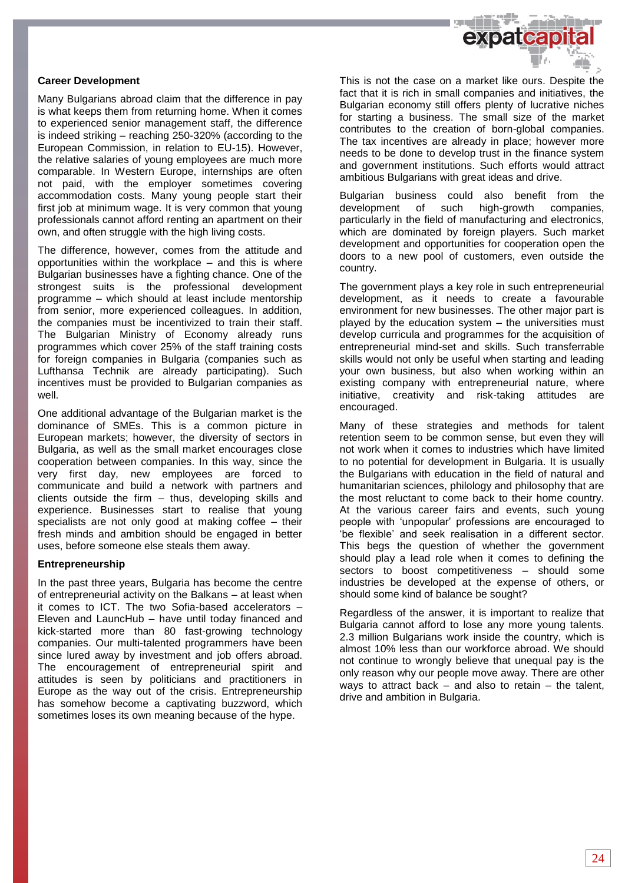### Career Development

Many Bulgarians abroad claim that the difference in pay is what keeps them from returning home. When it comes to experienced senior management staff, the difference is indeed striking – reaching 250-320% (according to the European Commission, in relation to EU-15). However, the relative salaries of young employees are much more comparable. In Western Europe, internships are often not paid, with the employer sometimes covering accommodation costs. Many young people start their first job at minimum wage. It is very common that young professionals cannot afford renting an apartment on their own, and often struggle with the high living costs.

The difference, however, comes from the attitude and opportunities within the workplace – and this is where Bulgarian businesses have a fighting chance. One of the strongest suits is the professional development programme – which should at least include mentorship from senior, more experienced colleagues. In addition, the companies must be incentivized to train their staff. The Bulgarian Ministry of Economy already runs programmes which cover 25% of the staff training costs for foreign companies in Bulgaria (companies such as Lufthansa Technik are already participating). Such incentives must be provided to Bulgarian companies as well.

One additional advantage of the Bulgarian market is the dominance of SMEs. This is a common picture in European markets; however, the diversity of sectors in Bulgaria, as well as the small market encourages close cooperation between companies. In this way, since the very first day, new employees are forced to communicate and build a network with partners and clients outside the firm – thus, developing skills and experience. Businesses start to realise that young specialists are not only good at making coffee – their fresh minds and ambition should be engaged in better uses, before someone else steals them away.

### Entrepreneurship

In the past three years, Bulgaria has become the centre of entrepreneurial activity on the Balkans – at least when it comes to ICT. The two Sofia-based accelerators – Eleven and LaunchHub – have until today financed and kick-started more than 80 fast-growing technology companies. Our multi-talented programmers have been since lured away by investment and job offers abroad. The encouragement of entrepreneurial spirit and attitudes is seen by politicians and practitioners in Europe as the way out of the crisis. Entrepreneurship has somehow become a captivating buzzword, which sometimes loses its own meaning because of the hype.

This is not the case on a market like ours. Despite the fact that it is rich in small companies and initiatives, the Bulgarian economy still offers plenty of lucrative niches for starting a business. The small size of the market contributes to the creation of born-global companies. The tax incentives are already in place; however more needs to be done to develop trust in the finance system and government institutions. Such efforts would attract ambitious Bulgarians with great ideas and drive.

Bulgarian business could also benefit from the development of such high-growth companies, particularly in the field of manufacturing and electronics, which are dominated by foreign players. Such market development and opportunities for cooperation open the doors to a new pool of customers, even outside the country.

The government plays a key role in such entrepreneurial development, as it needs to create a favourable environment for new businesses. The other major part is played by the education system – the universities must develop curricula and programmes for the acquisition of entrepreneurial mind-set and skills. Such transferrable skills would not only be useful when starting and leading your own business, but also when working within an existing company with entrepreneurial nature, where initiative, creativity and risk-taking attitudes are encouraged.

Many of these strategies and methods for talent retention seem to be common sense, but even they will not work when it comes to industries which have limited to no potential for development in Bulgaria. It is usually the Bulgarians with education in the field of natural and humanitarian sciences, philology and philosophy that are the most reluctant to come back to their home country. At the various career fairs and events, such young people with 'unpopular' professions are encouraged to 'be flexible' and seek realisation in a different sector. This begs the question of whether the government should play a lead role when it comes to defining the sectors to boost competitiveness – should some industries be developed at the expense of others, or should some kind of balance be sought?

Regardless of the answer, it is important to realize that Bulgaria cannot afford to lose any more young talents. 2.3 million Bulgarians work inside the country, which is almost 10% less than our workforce abroad. We should not continue to wrongly believe that unequal pay is the only reason why our people move away. There are other ways to attract back – and also to retain – the talent, drive and ambition in Bulgaria.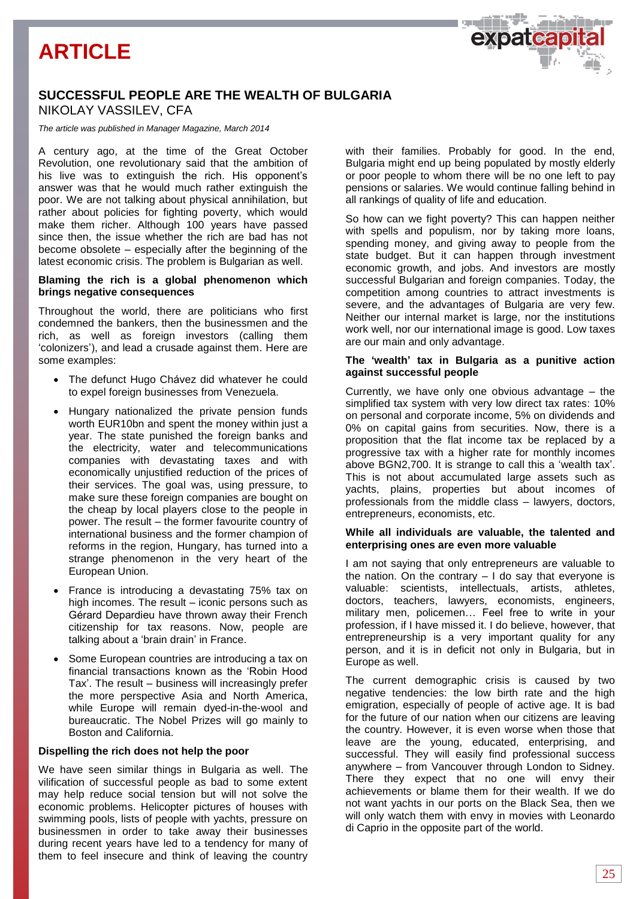# ARTICLE

## SUCCESSFUL PEOPLE ARE THE WEALTH OF BULGARIA

NIKOLAY VASSILEV, CFA

*The article was published in Manager Magazine, March 2014*

A century ago, at the time of the Great October Revolution, one revolutionary said that the ambition of his live was to extinguish the rich. His opponent's answer was that he would much rather extinguish the poor. We are not talking about physical annihilation, but rather about policies for fighting poverty, which would make them richer. Although 100 years have passed since then, the issue whether the rich are bad has not become obsolete – especially after the beginning of the latest economic crisis. The problem is Bulgarian as well.

**Blaming the rich is a global phenomenon which brings negative consequences**

Throughout the world, there are politicians who first condemned the bankers, then the businessmen and the rich, as well as foreign investors (calling them 'colonizers'), and lead a crusade against them. Here are some examples:

- The defunct Hugo Chávez did whatever he could to expel foreign businesses from Venezuela.
- Hungary nationalized the private pension funds worth EUR10bn and spent the money within just a year. The state punished the foreign banks and the electricity, water and telecommunications companies with devastating taxes and with economically unjustified reduction of the prices of their services. The goal was, using pressure, to make sure these foreign companies are bought on the cheap by local players close to the people in power. The result – the former favourite country of international business and the former champion of reforms in the region, Hungary, has turned into a strange phenomenon in the very heart of the European Union.
- France is introducing a devastating 75% tax on high incomes. The result – iconic persons such as Gérard Depardieu have thrown away their French citizenship for tax reasons. Now, people are talking about a 'brain drain' in France.
- Some European countries are introducing a tax on financial transactions known as the 'Robin Hood Tax'. The result – business will increasingly prefer the more perspective Asia and North America, while Europe will remain dyed-in-the-wool and bureaucratic. The Nobel Prizes will go mainly to Boston and California.

**Dispelling the rich does not help the poor**

We have seen similar things in Bulgaria as well. The vilification of successful people as bad to some extent may help reduce social tension but will not solve the economic problems. Helicopter pictures of houses with swimming pools, lists of people with yachts, pressure on businessmen in order to take away their businesses during recent years have led to a tendency for many of them to feel insecure and think of leaving the country with their families. Probably for good. In the end, Bulgaria might end up being populated by mostly elderly or poor people to whom there will be no one left to pay pensions or salaries. We would continue falling behind in all rankings of quality of life and education.

So how can we fight poverty? This can happen neither with spells and populism, nor by taking more loans, spending money, and giving away to people from the state budget. But it can happen through investment economic growth, and jobs. And investors are mostly successful Bulgarian and foreign companies. Today, the competition among countries to attract investments is severe, and the advantages of Bulgaria are very few. Neither our internal market is large, nor the institutions work well, nor our international image is good. Low taxes are our main and only advantage.

**The 'wealth' tax in Bulgaria as a punitive action against successful people**

Currently, we have only one obvious advantage – the simplified tax system with very low direct tax rates: 10% on personal and corporate income, 5% on dividends and 0% on capital gains from securities. Now, there is a proposition that the flat income tax be replaced by a progressive tax with a higher rate for monthly incomes above BGN2,700. It is strange to call this a 'wealth tax'. This is not about accumulated large assets such as yachts, plains, properties but about incomes of professionals from the middle class – lawyers, doctors, entrepreneurs, economists, etc.

**While all individuals are valuable, the talented and enterprising ones are even more valuable**

I am not saying that only entrepreneurs are valuable to the nation. On the contrary – I do say that everyone is valuable: scientists, intellectuals, artists, athletes, doctors, teachers, lawyers, economists, engineers, military men, policemen… Feel free to write in your profession, if I have missed it. I do believe, however, that entrepreneurship is a very important quality for any person, and it is in deficit not only in Bulgaria, but in Europe as well.

The current demographic crisis is caused by two negative tendencies: the low birth rate and the high emigration, especially of people of active age. It is bad for the future of our nation when our citizens are leaving the country. However, it is even worse when those that leave are the young, educated, enterprising, and successful. They will easily find professional success anywhere – from Vancouver through London to Sidney. There they expect that no one will envy their achievements or blame them for their wealth. If we do not want yachts in our ports on the Black Sea, then we will only watch them with envy in movies with Leonardo di Caprio in the opposite part of the world.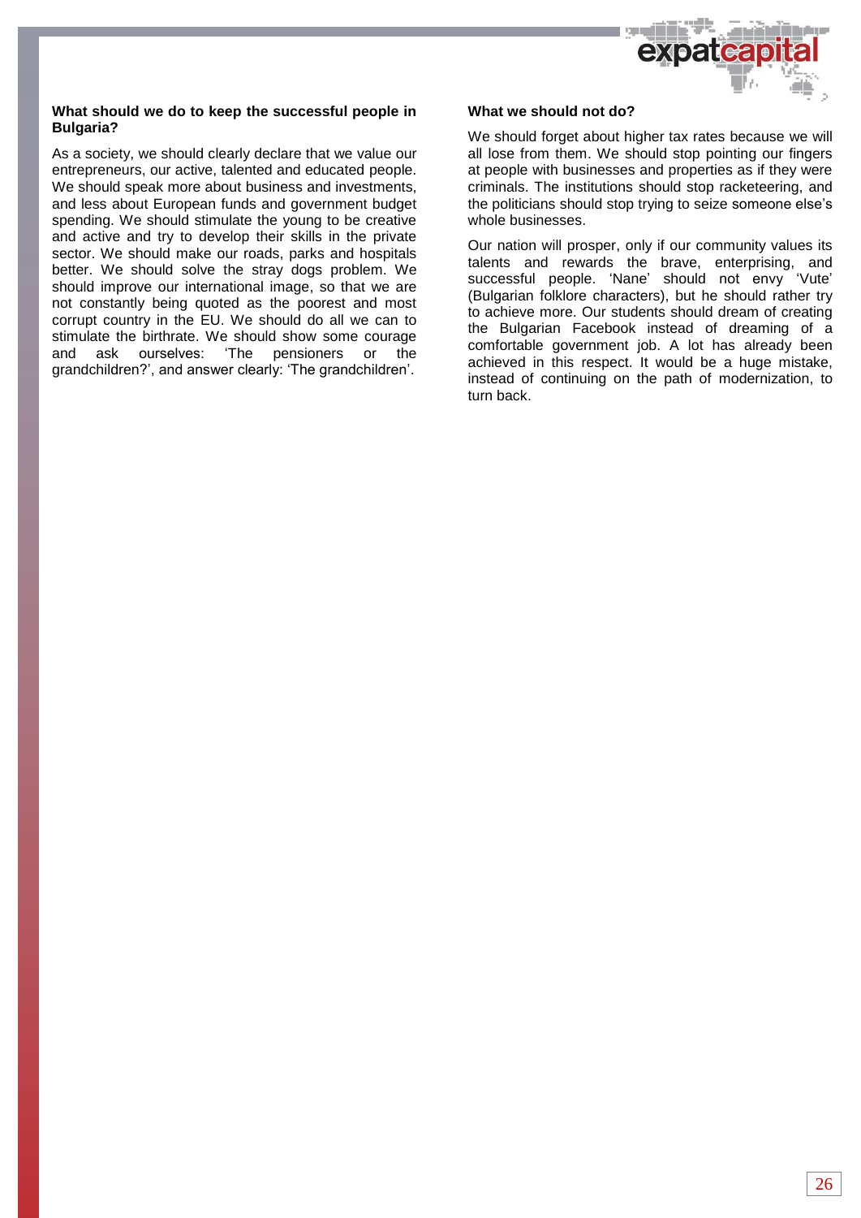**What should we do to keep the successful people in Bulgaria?**

As a society, we should clearly declare that we value our entrepreneurs, our active, talented and educated people. We should speak more about business and investments, and less about European funds and government budget spending. We should stimulate the young to be creative and active and try to develop their skills in the private sector. We should make our roads, parks and hospitals better. We should solve the stray dogs problem. We should improve our international image, so that we are not constantly being quoted as the poorest and most corrupt country in the EU. We should do all we can to stimulate the birthrate. We should show some courage and ask ourselves: 'The pensioners or the grandchildren?', and answer clearly: 'The grandchildren'.

**What we should not do?**

We should forget about higher tax rates because we will all lose from them. We should stop pointing our fingers at people with businesses and properties as if they were criminals. The institutions should stop racketeering, and the politicians should stop trying to seize someone else's whole businesses.

Our nation will prosper, only if our community values its talents and rewards the brave, enterprising, and successful people. 'Nane' should not envy 'Vute' (Bulgarian folklore characters), but he should rather try to achieve more. Our students should dream of creating the Bulgarian Facebook instead of dreaming of a comfortable government job. A lot has already been achieved in this respect. It would be a huge mistake, instead of continuing on the path of modernization, to turn back.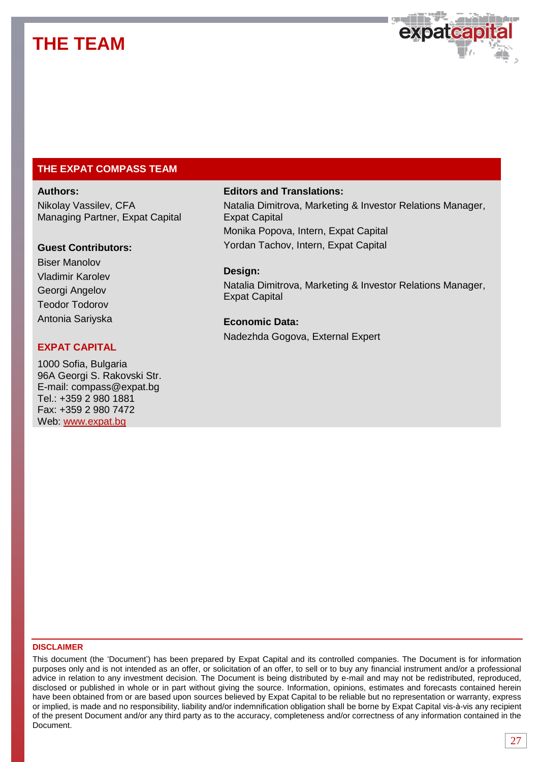# THE TEAM

## THE EXPAT COMPASS TEAM

**Authors:**

Nikolay Vassilev, CFA
Managing Partner, Expat Capital

**Guest Contributors:**

Biser Manolov
Vladimir Karolev
Georgi Angelov
Teodor Todorov
Antonia Sariyska

**EXPAT CAPITAL**

1000 Sofia, Bulgaria
96A Georgi S. Rakovski Str.
E-mail: compass@expat.bg
Tel.: +359 2 980 1881
Fax: +359 2 980 7472
Web: www.expat.bg

**Editors and Translations:**

Natalia Dimitrova, Marketing & Investor Relations Manager, Expat Capital

Monika Popova, Intern, Expat Capital

Yordan Tachov, Intern, Expat Capital

**Design:**

Natalia Dimitrova, Marketing & Investor Relations Manager, Expat Capital

**Economic Data:**

Nadezhda Gogova, External Expert

**DISCLAIMER**

This document (the 'Document') has been prepared by Expat Capital and its controlled companies. The Document is for information purposes only and is not intended as an offer, or solicitation of an offer, to sell or to buy any financial instrument and/or a professional advice in relation to any investment decision. The Document is being distributed by e-mail and may not be redistributed, reproduced, disclosed or published in whole or in part without giving the source. Information, opinions, estimates and forecasts contained herein have been obtained from or are based upon sources believed by Expat Capital to be reliable but no representation or warranty, express or implied, is made and no responsibility, liability and/or indemnification obligation shall be borne by Expat Capital vis-à-vis any recipient of the present Document and/or any third party as to the accuracy, completeness and/or correctness of any information contained in the Document.